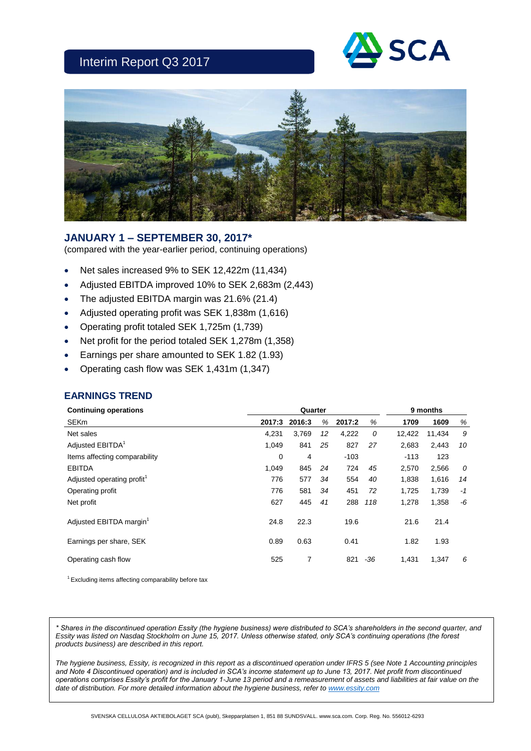# Interim Report Q3 2017

## JANUARY 1 – SEPTEMBER 30, 2017*

(compared with the year-earlier period, continuing operations)

- Net sales increased 9% to SEK 12,422m (11,434)
- Adjusted EBITDA improved 10% to SEK 2,683m (2,443)
- The adjusted EBITDA margin was 21.6% (21.4)
- Adjusted operating profit was SEK 1,838m (1,616)
- Operating profit totaled SEK 1,725m (1,739)
- Net profit for the period totaled SEK 1,278m (1,358)
- Earnings per share amounted to SEK 1.82 (1.93)
- Operating cash flow was SEK 1,431m (1,347)

## EARNINGS TREND

| Continuing operations | Quarter | | | | | 9 months | | |
|---|---|---|---|---|---|---|---|---|
| SEKm | 2017:3 | 2016:3 | % | 2017:2 | % | 1709 | 1609 | % |
| Net sales | 4,231 | 3,769 | 12 | 4,222 | 0 | 12,422 | 11,434 | 9 |
| Adjusted EBITDA[1] | 1,049 | 841 | 25 | 827 | 27 | 2,683 | 2,443 | 10 |
| Items affecting comparability | 0 | 4 | | -103 | | -113 | 123 | |
| EBITDA | 1,049 | 845 | 24 | 724 | 45 | 2,570 | 2,566 | 0 |
| Adjusted operating profit[1] | 776 | 577 | 34 | 554 | 40 | 1,838 | 1,616 | 14 |
| Operating profit | 776 | 581 | 34 | 451 | 72 | 1,725 | 1,739 | -1 |
| Net profit | 627 | 445 | 41 | 288 | 118 | 1,278 | 1,358 | -6 |
| Adjusted EBITDA margin[1] | 24.8 | 22.3 | | 19.6 | | 21.6 | 21.4 | |
| Earnings per share, SEK | 0.89 | 0.63 | | 0.41 | | 1.82 | 1.93 | |
| Operating cash flow | 525 | 7 | | 821 | -36 | 1,431 | 1,347 | 6 |

[1] Excluding items affecting comparability before tax

*\* Shares in the discontinued operation Essity (the hygiene business) were distributed to SCA's shareholders in the second quarter, and Essity was listed on Nasdaq Stockholm on June 15, 2017. Unless otherwise stated, only SCA's continuing operations (the forest products business) are described in this report.*

*The hygiene business, Essity, is recognized in this report as a discontinued operation under IFRS 5 (see Note 1 Accounting principles and Note 4 Discontinued operation) and is included in SCA's income statement up to June 13, 2017. Net profit from discontinued operations comprises Essity's profit for the January 1-June 13 period and a remeasurement of assets and liabilities at fair value on the date of distribution. For more detailed information about the hygiene business, refer to www.essity.com*

SVENSKA CELLULOSA AKTIEBOLAGET SCA (publ), Skepparplatsen 1, 851 88 SUNDSVALL. www.sca.com. Corp. Reg. No. 556012-6293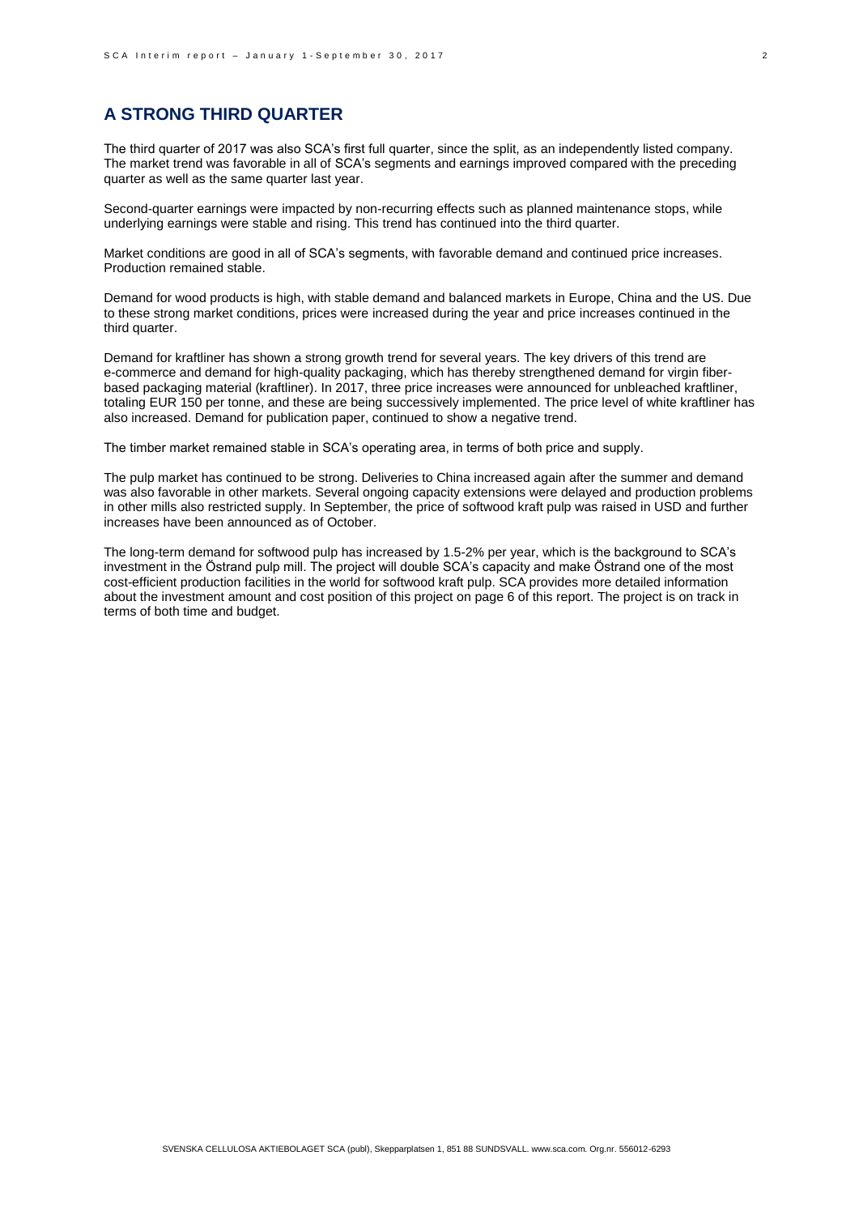## A STRONG THIRD QUARTER

The third quarter of 2017 was also SCA's first full quarter, since the split, as an independently listed company. The market trend was favorable in all of SCA's segments and earnings improved compared with the preceding quarter as well as the same quarter last year.

Second-quarter earnings were impacted by non-recurring effects such as planned maintenance stops, while underlying earnings were stable and rising. This trend has continued into the third quarter.

Market conditions are good in all of SCA's segments, with favorable demand and continued price increases. Production remained stable.

Demand for wood products is high, with stable demand and balanced markets in Europe, China and the US. Due to these strong market conditions, prices were increased during the year and price increases continued in the third quarter.

Demand for kraftliner has shown a strong growth trend for several years. The key drivers of this trend are e-commerce and demand for high-quality packaging, which has thereby strengthened demand for virgin fiber-based packaging material (kraftliner). In 2017, three price increases were announced for unbleached kraftliner, totaling EUR 150 per tonne, and these are being successively implemented. The price level of white kraftliner has also increased. Demand for publication paper, continued to show a negative trend.

The timber market remained stable in SCA's operating area, in terms of both price and supply.

The pulp market has continued to be strong. Deliveries to China increased again after the summer and demand was also favorable in other markets. Several ongoing capacity extensions were delayed and production problems in other mills also restricted supply. In September, the price of softwood kraft pulp was raised in USD and further increases have been announced as of October.

The long-term demand for softwood pulp has increased by 1.5-2% per year, which is the background to SCA's investment in the Östrand pulp mill. The project will double SCA's capacity and make Östrand one of the most cost-efficient production facilities in the world for softwood kraft pulp. SCA provides more detailed information about the investment amount and cost position of this project on page 6 of this report. The project is on track in terms of both time and budget.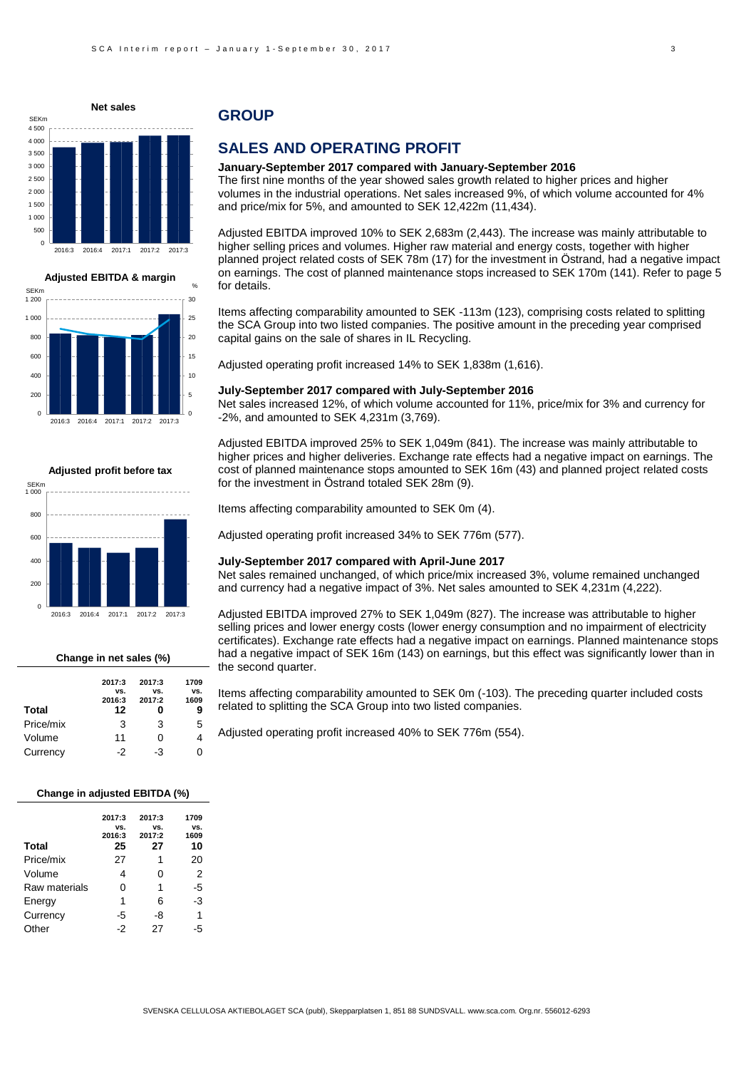**Net sales**

**Adjusted EBITDA & margin**

**Adjusted profit before tax**

**Change in net sales (%)**

| | 2017:3 vs. 2016:3 | 2017:3 vs. 2017:2 | 1709 vs. 1609 |
|---|---|---|---|
| **Total** | **12** | **0** | **9** |
| Price/mix | 3 | 3 | 5 |
| Volume | 11 | 0 | 4 |
| Currency | -2 | -3 | 0 |

**Change in adjusted EBITDA (%)**

| | 2017:3 vs. 2016:3 | 2017:3 vs. 2017:2 | 1709 vs. 1609 |
|---|---|---|---|
| **Total** | **25** | **27** | **10** |
| Price/mix | 27 | 1 | 20 |
| Volume | 4 | 0 | 2 |
| Raw materials | 0 | 1 | -5 |
| Energy | 1 | 6 | -3 |
| Currency | -5 | -8 | 1 |
| Other | -2 | 27 | -5 |

# GROUP

## SALES AND OPERATING PROFIT

**January-September 2017 compared with January-September 2016**

The first nine months of the year showed sales growth related to higher prices and higher volumes in the industrial operations. Net sales increased 9%, of which volume accounted for 4% and price/mix for 5%, and amounted to SEK 12,422m (11,434).

Adjusted EBITDA improved 10% to SEK 2,683m (2,443). The increase was mainly attributable to higher selling prices and volumes. Higher raw material and energy costs, together with higher planned project related costs of SEK 78m (17) for the investment in Östrand, had a negative impact on earnings. The cost of planned maintenance stops increased to SEK 170m (141). Refer to page 5 for details.

Items affecting comparability amounted to SEK -113m (123), comprising costs related to splitting the SCA Group into two listed companies. The positive amount in the preceding year comprised capital gains on the sale of shares in IL Recycling.

Adjusted operating profit increased 14% to SEK 1,838m (1,616).

**July-September 2017 compared with July-September 2016**

Net sales increased 12%, of which volume accounted for 11%, price/mix for 3% and currency for -2%, and amounted to SEK 4,231m (3,769).

Adjusted EBITDA improved 25% to SEK 1,049m (841). The increase was mainly attributable to higher prices and higher deliveries. Exchange rate effects had a negative impact on earnings. The cost of planned maintenance stops amounted to SEK 16m (43) and planned project related costs for the investment in Östrand totaled SEK 28m (9).

Items affecting comparability amounted to SEK 0m (4).

Adjusted operating profit increased 34% to SEK 776m (577).

**July-September 2017 compared with April-June 2017**

Net sales remained unchanged, of which price/mix increased 3%, volume remained unchanged and currency had a negative impact of 3%. Net sales amounted to SEK 4,231m (4,222).

Adjusted EBITDA improved 27% to SEK 1,049m (827). The increase was attributable to higher selling prices and lower energy costs (lower energy consumption and no impairment of electricity certificates). Exchange rate effects had a negative impact on earnings. Planned maintenance stops had a negative impact of SEK 16m (143) on earnings, but this effect was significantly lower than in the second quarter.

Items affecting comparability amounted to SEK 0m (-103). The preceding quarter included costs related to splitting the SCA Group into two listed companies.

Adjusted operating profit increased 40% to SEK 776m (554).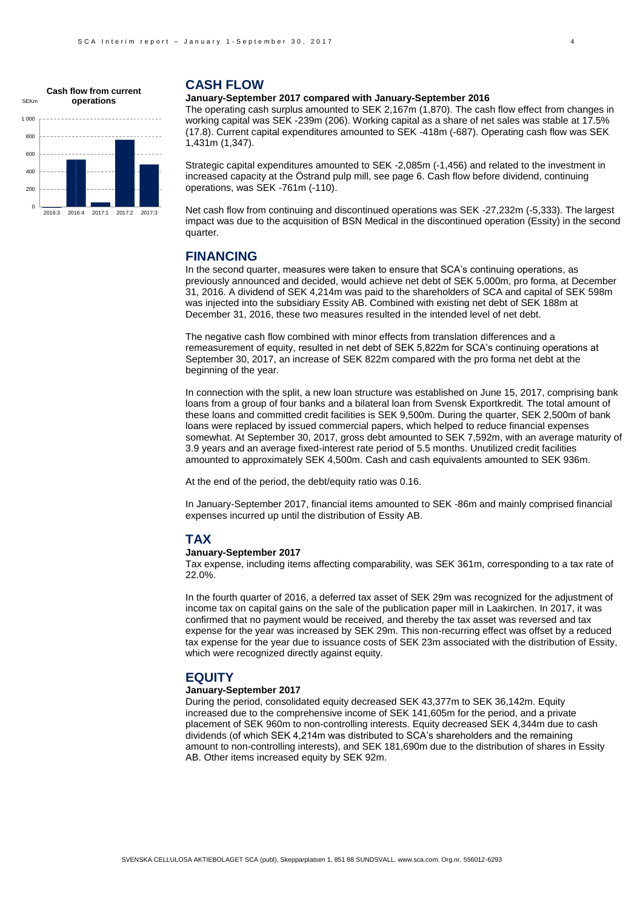Cash flow from current operations

SEKm

## CASH FLOW

**January-September 2017 compared with January-September 2016**

The operating cash surplus amounted to SEK 2,167m (1,870). The cash flow effect from changes in working capital was SEK -239m (206). Working capital as a share of net sales was stable at 17.5% (17.8). Current capital expenditures amounted to SEK -418m (-687). Operating cash flow was SEK 1,431m (1,347).

Strategic capital expenditures amounted to SEK -2,085m (-1,456) and related to the investment in increased capacity at the Östrand pulp mill, see page 6. Cash flow before dividend, continuing operations, was SEK -761m (-110).

Net cash flow from continuing and discontinued operations was SEK -27,232m (-5,333). The largest impact was due to the acquisition of BSN Medical in the discontinued operation (Essity) in the second quarter.

## FINANCING

In the second quarter, measures were taken to ensure that SCA's continuing operations, as previously announced and decided, would achieve net debt of SEK 5,000m, pro forma, at December 31, 2016. A dividend of SEK 4,214m was paid to the shareholders of SCA and capital of SEK 598m was injected into the subsidiary Essity AB. Combined with existing net debt of SEK 188m at December 31, 2016, these two measures resulted in the intended level of net debt.

The negative cash flow combined with minor effects from translation differences and a remeasurement of equity, resulted in net debt of SEK 5,822m for SCA's continuing operations at September 30, 2017, an increase of SEK 822m compared with the pro forma net debt at the beginning of the year.

In connection with the split, a new loan structure was established on June 15, 2017, comprising bank loans from a group of four banks and a bilateral loan from Svensk Exportkredit. The total amount of these loans and committed credit facilities is SEK 9,500m. During the quarter, SEK 2,500m of bank loans were replaced by issued commercial papers, which helped to reduce financial expenses somewhat. At September 30, 2017, gross debt amounted to SEK 7,592m, with an average maturity of 3.9 years and an average fixed-interest rate period of 5.5 months. Unutilized credit facilities amounted to approximately SEK 4,500m. Cash and cash equivalents amounted to SEK 936m.

At the end of the period, the debt/equity ratio was 0.16.

In January-September 2017, financial items amounted to SEK -86m and mainly comprised financial expenses incurred up until the distribution of Essity AB.

## TAX

**January-September 2017**

Tax expense, including items affecting comparability, was SEK 361m, corresponding to a tax rate of 22.0%.

In the fourth quarter of 2016, a deferred tax asset of SEK 29m was recognized for the adjustment of income tax on capital gains on the sale of the publication paper mill in Laakirchen. In 2017, it was confirmed that no payment would be received, and thereby the tax asset was reversed and tax expense for the year was increased by SEK 29m. This non-recurring effect was offset by a reduced tax expense for the year due to issuance costs of SEK 23m associated with the distribution of Essity, which were recognized directly against equity.

## EQUITY

**January-September 2017**

During the period, consolidated equity decreased SEK 43,377m to SEK 36,142m. Equity increased due to the comprehensive income of SEK 141,605m for the period, and a private placement of SEK 960m to non-controlling interests. Equity decreased SEK 4,344m due to cash dividends (of which SEK 4,214m was distributed to SCA's shareholders and the remaining amount to non-controlling interests), and SEK 181,690m due to the distribution of shares in Essity AB. Other items increased equity by SEK 92m.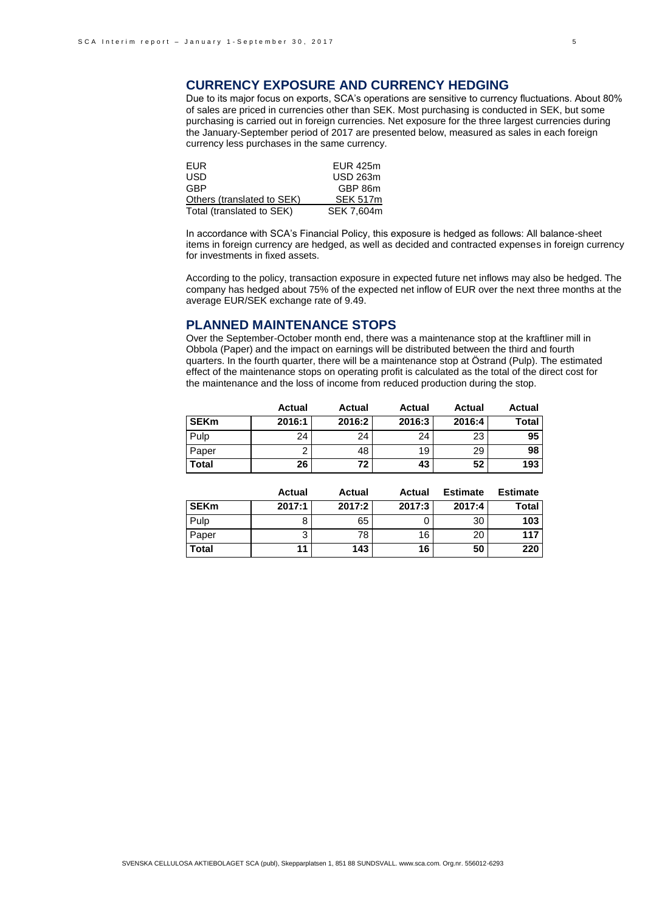## CURRENCY EXPOSURE AND CURRENCY HEDGING

Due to its major focus on exports, SCA's operations are sensitive to currency fluctuations. About 80% of sales are priced in currencies other than SEK. Most purchasing is conducted in SEK, but some purchasing is carried out in foreign currencies. Net exposure for the three largest currencies during the January-September period of 2017 are presented below, measured as sales in each foreign currency less purchases in the same currency.

| | |
|---|---|
| EUR | EUR 425m |
| USD | USD 263m |
| GBP | GBP 86m |
| Others (translated to SEK) | SEK 517m |
| Total (translated to SEK) | SEK 7,604m |

In accordance with SCA's Financial Policy, this exposure is hedged as follows: All balance-sheet items in foreign currency are hedged, as well as decided and contracted expenses in foreign currency for investments in fixed assets.

According to the policy, transaction exposure in expected future net inflows may also be hedged. The company has hedged about 75% of the expected net inflow of EUR over the next three months at the average EUR/SEK exchange rate of 9.49.

## PLANNED MAINTENANCE STOPS

Over the September-October month end, there was a maintenance stop at the kraftliner mill in Obbola (Paper) and the impact on earnings will be distributed between the third and fourth quarters. In the fourth quarter, there will be a maintenance stop at Östrand (Pulp). The estimated effect of the maintenance stops on operating profit is calculated as the total of the direct cost for the maintenance and the loss of income from reduced production during the stop.

| | Actual | Actual | Actual | Actual | Actual |
|---|---|---|---|---|---|
| **SEKm** | **2016:1** | **2016:2** | **2016:3** | **2016:4** | **Total** |
| Pulp | 24 | 24 | 24 | 23 | **95** |
| Paper | 2 | 48 | 19 | 29 | **98** |
| **Total** | **26** | **72** | **43** | **52** | **193** |

| | Actual | Actual | Actual | Estimate | Estimate |
|---|---|---|---|---|---|
| **SEKm** | **2017:1** | **2017:2** | **2017:3** | **2017:4** | **Total** |
| Pulp | 8 | 65 | 0 | 30 | **103** |
| Paper | 3 | 78 | 16 | 20 | **117** |
| **Total** | **11** | **143** | **16** | **50** | **220** |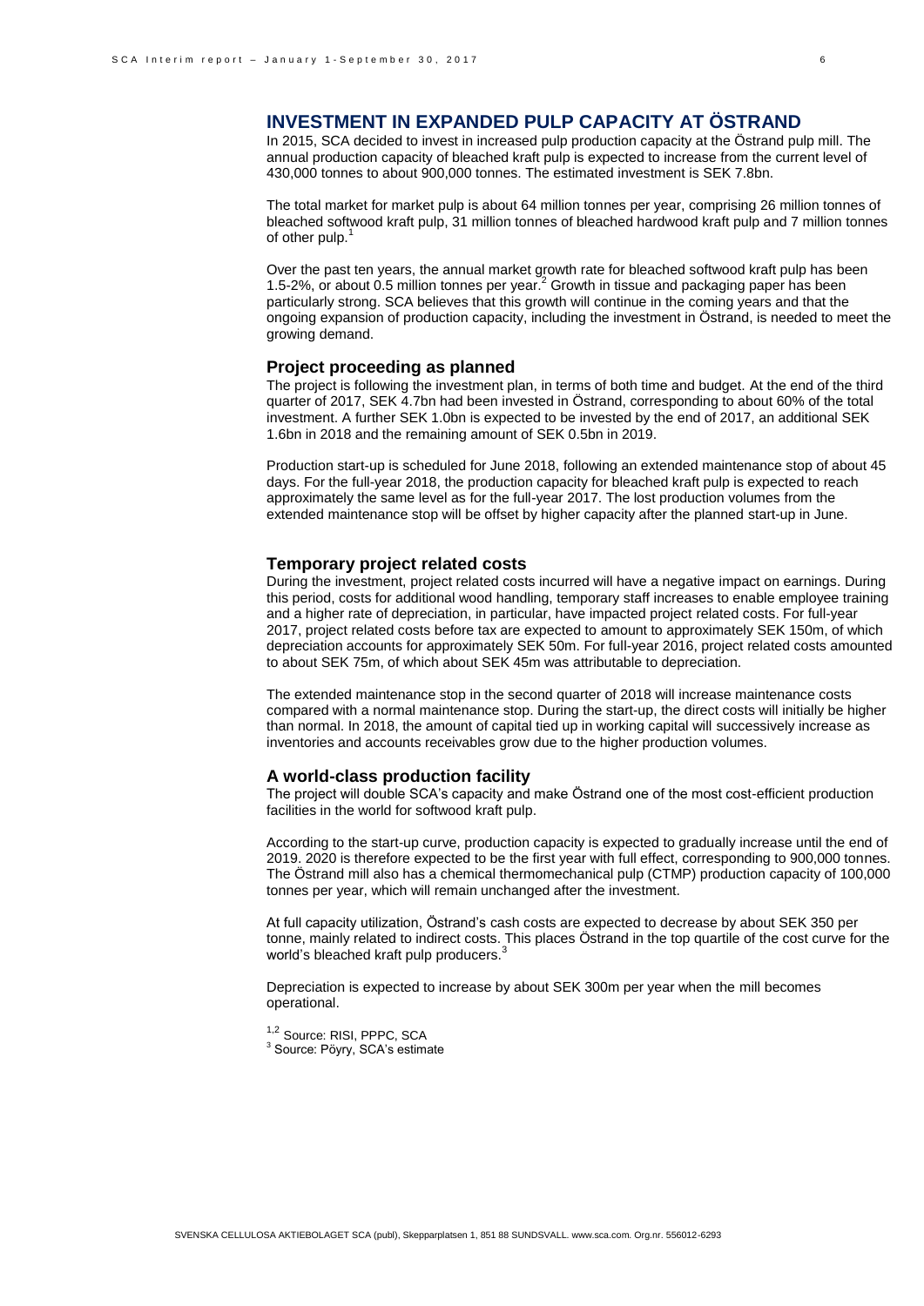# INVESTMENT IN EXPANDED PULP CAPACITY AT ÖSTRAND

In 2015, SCA decided to invest in increased pulp production capacity at the Östrand pulp mill. The annual production capacity of bleached kraft pulp is expected to increase from the current level of 430,000 tonnes to about 900,000 tonnes. The estimated investment is SEK 7.8bn.

The total market for market pulp is about 64 million tonnes per year, comprising 26 million tonnes of bleached softwood kraft pulp, 31 million tonnes of bleached hardwood kraft pulp and 7 million tonnes of other pulp.[1]

Over the past ten years, the annual market growth rate for bleached softwood kraft pulp has been 1.5-2%, or about 0.5 million tonnes per year.[2] Growth in tissue and packaging paper has been particularly strong. SCA believes that this growth will continue in the coming years and that the ongoing expansion of production capacity, including the investment in Östrand, is needed to meet the growing demand.

## Project proceeding as planned

The project is following the investment plan, in terms of both time and budget. At the end of the third quarter of 2017, SEK 4.7bn had been invested in Östrand, corresponding to about 60% of the total investment. A further SEK 1.0bn is expected to be invested by the end of 2017, an additional SEK 1.6bn in 2018 and the remaining amount of SEK 0.5bn in 2019.

Production start-up is scheduled for June 2018, following an extended maintenance stop of about 45 days. For the full-year 2018, the production capacity for bleached kraft pulp is expected to reach approximately the same level as for the full-year 2017. The lost production volumes from the extended maintenance stop will be offset by higher capacity after the planned start-up in June.

## Temporary project related costs

During the investment, project related costs incurred will have a negative impact on earnings. During this period, costs for additional wood handling, temporary staff increases to enable employee training and a higher rate of depreciation, in particular, have impacted project related costs. For full-year 2017, project related costs before tax are expected to amount to approximately SEK 150m, of which depreciation accounts for approximately SEK 50m. For full-year 2016, project related costs amounted to about SEK 75m, of which about SEK 45m was attributable to depreciation.

The extended maintenance stop in the second quarter of 2018 will increase maintenance costs compared with a normal maintenance stop. During the start-up, the direct costs will initially be higher than normal. In 2018, the amount of capital tied up in working capital will successively increase as inventories and accounts receivables grow due to the higher production volumes.

## A world-class production facility

The project will double SCA's capacity and make Östrand one of the most cost-efficient production facilities in the world for softwood kraft pulp.

According to the start-up curve, production capacity is expected to gradually increase until the end of 2019. 2020 is therefore expected to be the first year with full effect, corresponding to 900,000 tonnes. The Östrand mill also has a chemical thermomechanical pulp (CTMP) production capacity of 100,000 tonnes per year, which will remain unchanged after the investment.

At full capacity utilization, Östrand's cash costs are expected to decrease by about SEK 350 per tonne, mainly related to indirect costs. This places Östrand in the top quartile of the cost curve for the world's bleached kraft pulp producers.[3]

Depreciation is expected to increase by about SEK 300m per year when the mill becomes operational.

[1,2] Source: RISI, PPPC, SCA
[3] Source: Pöyry, SCA's estimate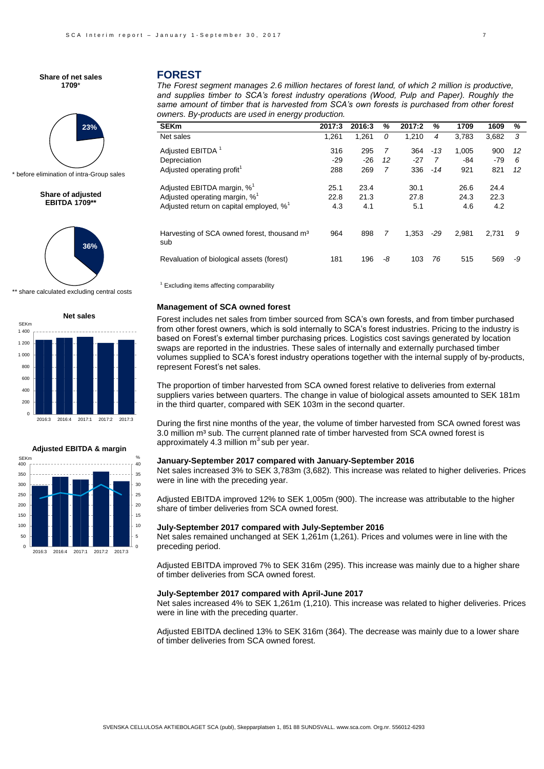**Share of net sales 1709***

23%

\* before elimination of intra-Group sales

**Share of adjusted EBITDA 1709****

36%

\*\* share calculated excluding central costs

**Net sales**

**Adjusted EBITDA & margin**

## FOREST

*The Forest segment manages 2.6 million hectares of forest land, of which 2 million is productive, and supplies timber to SCA's forest industry operations (Wood, Pulp and Paper). Roughly the same amount of timber that is harvested from SCA's own forests is purchased from other forest owners. By-products are used in energy production.*

| SEKm | 2017:3 | 2016:3 | % | 2017:2 | % | 1709 | 1609 | % |
|---|---|---|---|---|---|---|---|---|
| Net sales | 1,261 | 1,261 | 0 | 1,210 | 4 | 3,783 | 3,682 | 3 |
| Adjusted EBITDA [1] | 316 | 295 | 7 | 364 | -13 | 1,005 | 900 | 12 |
| Depreciation | -29 | -26 | 12 | -27 | 7 | -84 | -79 | 6 |
| Adjusted operating profit[1] | 288 | 269 | 7 | 336 | -14 | 921 | 821 | 12 |
| Adjusted EBITDA margin, %[1] | 25.1 | 23.4 | | 30.1 | | 26.6 | 24.4 | |
| Adjusted operating margin, %[1] | 22.8 | 21.3 | | 27.8 | | 24.3 | 22.3 | |
| Adjusted return on capital employed, %[1] | 4.3 | 4.1 | | 5.1 | | 4.6 | 4.2 | |
| Harvesting of SCA owned forest, thousand m³ sub | 964 | 898 | 7 | 1,353 | -29 | 2,981 | 2,731 | 9 |
| Revaluation of biological assets (forest) | 181 | 196 | -8 | 103 | 76 | 515 | 569 | -9 |

[1] Excluding items affecting comparability

### Management of SCA owned forest

Forest includes net sales from timber sourced from SCA's own forests, and from timber purchased from other forest owners, which is sold internally to SCA's forest industries. Pricing to the industry is based on Forest's external timber purchasing prices. Logistics cost savings generated by location swaps are reported in the industries. These sales of internally and externally purchased timber volumes supplied to SCA's forest industry operations together with the internal supply of by-products, represent Forest's net sales.

The proportion of timber harvested from SCA owned forest relative to deliveries from external suppliers varies between quarters. The change in value of biological assets amounted to SEK 181m in the third quarter, compared with SEK 103m in the second quarter.

During the first nine months of the year, the volume of timber harvested from SCA owned forest was 3.0 million m³ sub. The current planned rate of timber harvested from SCA owned forest is approximately 4.3 million $m^3$ sub per year.

### January-September 2017 compared with January-September 2016

Net sales increased 3% to SEK 3,783m (3,682). This increase was related to higher deliveries. Prices were in line with the preceding year.

Adjusted EBITDA improved 12% to SEK 1,005m (900). The increase was attributable to the higher share of timber deliveries from SCA owned forest.

### July-September 2017 compared with July-September 2016

Net sales remained unchanged at SEK 1,261m (1,261). Prices and volumes were in line with the preceding period.

Adjusted EBITDA improved 7% to SEK 316m (295). This increase was mainly due to a higher share of timber deliveries from SCA owned forest.

### July-September 2017 compared with April-June 2017

Net sales increased 4% to SEK 1,261m (1,210). This increase was related to higher deliveries. Prices were in line with the preceding quarter.

Adjusted EBITDA declined 13% to SEK 316m (364). The decrease was mainly due to a lower share of timber deliveries from SCA owned forest.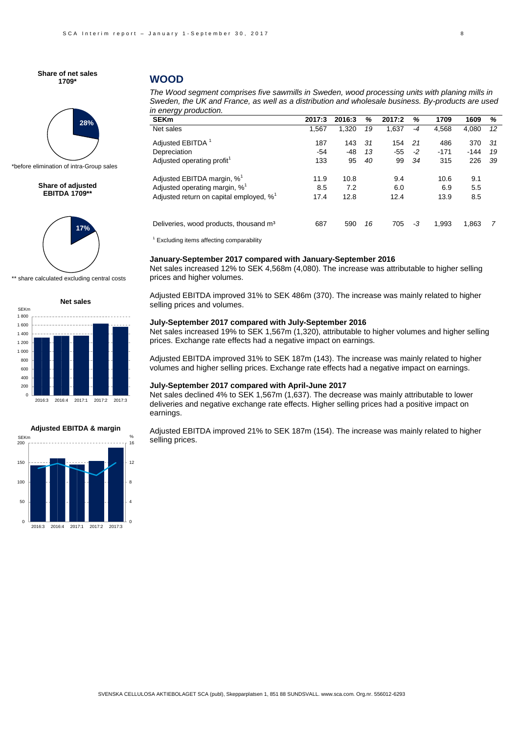## WOOD

*The Wood segment comprises five sawmills in Sweden, wood processing units with planing mills in Sweden, the UK and France, as well as a distribution and wholesale business. By-products are used in energy production.*

| SEKm | 2017:3 | 2016:3 | % | 2017:2 | % | 1709 | 1609 | % |
|---|---|---|---|---|---|---|---|---|
| Net sales | 1,567 | 1,320 | *19* | 1,637 | *-4* | 4,568 | 4,080 | *12* |
| Adjusted EBITDA [1] | 187 | 143 | *31* | 154 | *21* | 486 | 370 | *31* |
| Depreciation | -54 | -48 | *13* | -55 | *-2* | -171 | -144 | *19* |
| Adjusted operating profit[1] | 133 | 95 | *40* | 99 | *34* | 315 | 226 | *39* |
| Adjusted EBITDA margin, %[1] | 11.9 | 10.8 | | 9.4 | | 10.6 | 9.1 | |
| Adjusted operating margin, %[1] | 8.5 | 7.2 | | 6.0 | | 6.9 | 5.5 | |
| Adjusted return on capital employed, %[1] | 17.4 | 12.8 | | 12.4 | | 13.9 | 8.5 | |
| Deliveries, wood products, thousand m³ | 687 | 590 | *16* | 705 | *-3* | 1,993 | 1,863 | *7* |

[1] Excluding items affecting comparability

**Share of net sales 1709***

28%

*before elimination of intra-Group sales

**Share of adjusted EBITDA 1709****

17%

** share calculated excluding central costs

**Net sales**

**Adjusted EBITDA & margin**

**January-September 2017 compared with January-September 2016**

Net sales increased 12% to SEK 4,568m (4,080). The increase was attributable to higher selling prices and higher volumes.

Adjusted EBITDA improved 31% to SEK 486m (370). The increase was mainly related to higher selling prices and volumes.

**July-September 2017 compared with July-September 2016**

Net sales increased 19% to SEK 1,567m (1,320), attributable to higher volumes and higher selling prices. Exchange rate effects had a negative impact on earnings.

Adjusted EBITDA improved 31% to SEK 187m (143). The increase was mainly related to higher volumes and higher selling prices. Exchange rate effects had a negative impact on earnings.

**July-September 2017 compared with April-June 2017**

Net sales declined 4% to SEK 1,567m (1,637). The decrease was mainly attributable to lower deliveries and negative exchange rate effects. Higher selling prices had a positive impact on earnings.

Adjusted EBITDA improved 21% to SEK 187m (154). The increase was mainly related to higher selling prices.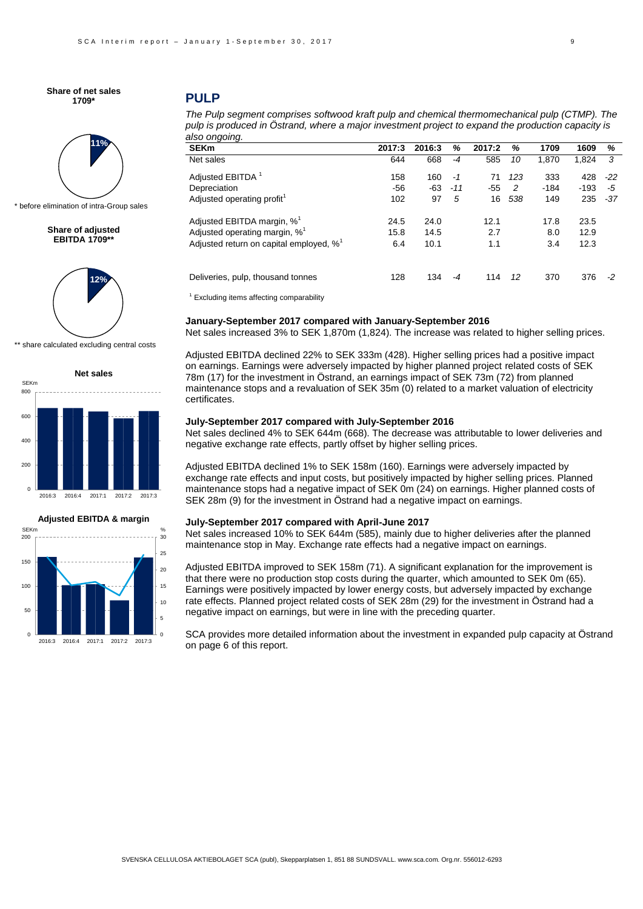**Share of net sales 1709***

11%

\* before elimination of intra-Group sales

**Share of adjusted EBITDA 1709****

12%

\*\* share calculated excluding central costs

**Net sales**

**Adjusted EBITDA & margin**

## PULP

*The Pulp segment comprises softwood kraft pulp and chemical thermomechanical pulp (CTMP). The pulp is produced in Östrand, where a major investment project to expand the production capacity is also ongoing.*

| SEKm | 2017:3 | 2016:3 | % | 2017:2 | % | 1709 | 1609 | % |
|---|---|---|---|---|---|---|---|---|
| Net sales | 644 | 668 | -4 | 585 | 10 | 1,870 | 1,824 | 3 |
| Adjusted EBITDA [1] | 158 | 160 | -1 | 71 | 123 | 333 | 428 | -22 |
| Depreciation | -56 | -63 | -11 | -55 | 2 | -184 | -193 | -5 |
| Adjusted operating profit[1] | 102 | 97 | 5 | 16 | 538 | 149 | 235 | -37 |
| Adjusted EBITDA margin, %[1] | 24.5 | 24.0 | | 12.1 | | 17.8 | 23.5 | |
| Adjusted operating margin, %[1] | 15.8 | 14.5 | | 2.7 | | 8.0 | 12.9 | |
| Adjusted return on capital employed, %[1] | 6.4 | 10.1 | | 1.1 | | 3.4 | 12.3 | |
| Deliveries, pulp, thousand tonnes | 128 | 134 | -4 | 114 | 12 | 370 | 376 | -2 |

[1] Excluding items affecting comparability

**January-September 2017 compared with January-September 2016**

Net sales increased 3% to SEK 1,870m (1,824). The increase was related to higher selling prices.

Adjusted EBITDA declined 22% to SEK 333m (428). Higher selling prices had a positive impact on earnings. Earnings were adversely impacted by higher planned project related costs of SEK 78m (17) for the investment in Östrand, an earnings impact of SEK 73m (72) from planned maintenance stops and a revaluation of SEK 35m (0) related to a market valuation of electricity certificates.

**July-September 2017 compared with July-September 2016**

Net sales declined 4% to SEK 644m (668). The decrease was attributable to lower deliveries and negative exchange rate effects, partly offset by higher selling prices.

Adjusted EBITDA declined 1% to SEK 158m (160). Earnings were adversely impacted by exchange rate effects and input costs, but positively impacted by higher selling prices. Planned maintenance stops had a negative impact of SEK 0m (24) on earnings. Higher planned costs of SEK 28m (9) for the investment in Östrand had a negative impact on earnings.

**July-September 2017 compared with April-June 2017**

Net sales increased 10% to SEK 644m (585), mainly due to higher deliveries after the planned maintenance stop in May. Exchange rate effects had a negative impact on earnings.

Adjusted EBITDA improved to SEK 158m (71). A significant explanation for the improvement is that there were no production stop costs during the quarter, which amounted to SEK 0m (65). Earnings were positively impacted by lower energy costs, but adversely impacted by exchange rate effects. Planned project related costs of SEK 28m (29) for the investment in Östrand had a negative impact on earnings, but were in line with the preceding quarter.

SCA provides more detailed information about the investment in expanded pulp capacity at Östrand on page 6 of this report.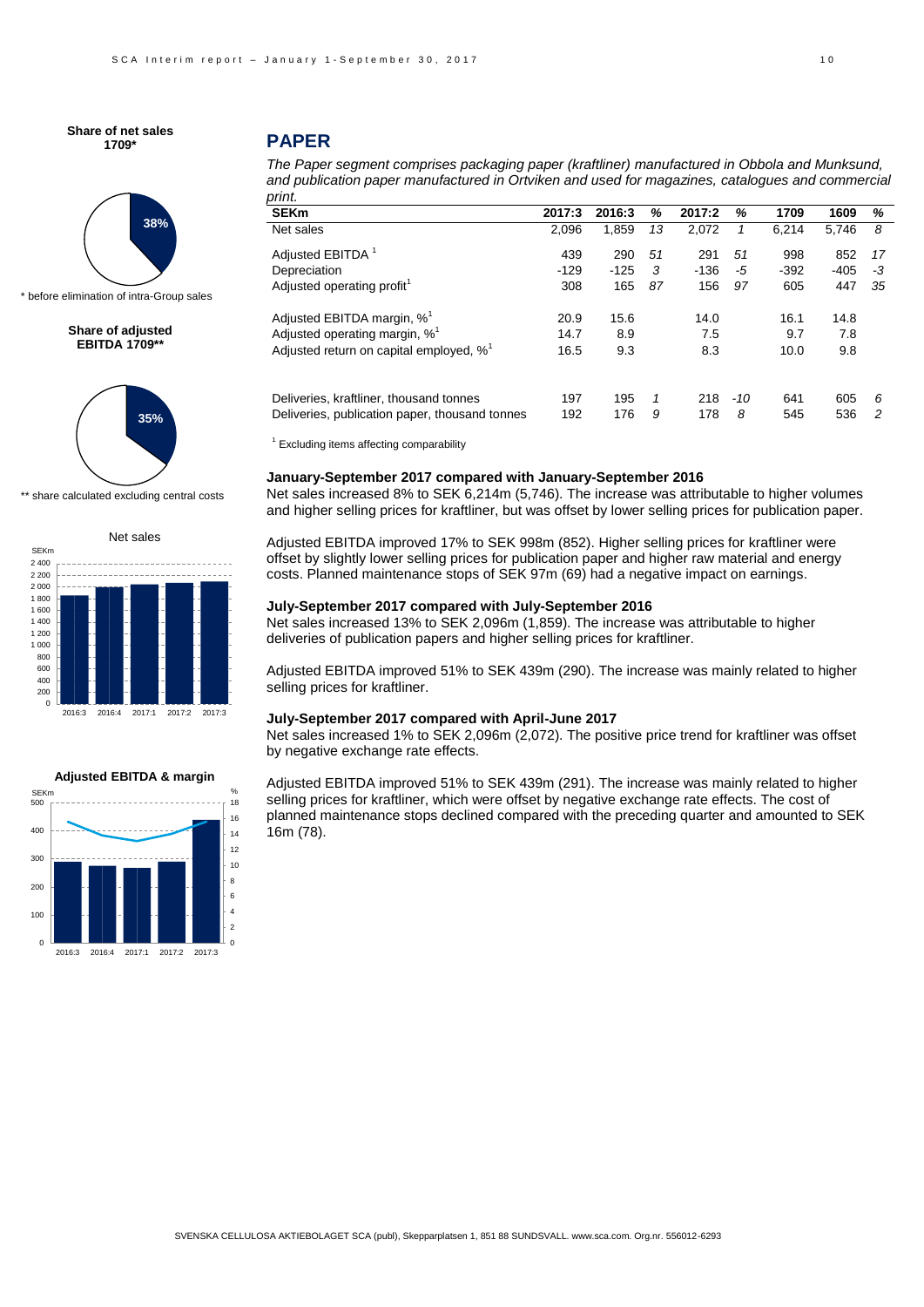**Share of net sales 1709***

38%

* before elimination of intra-Group sales

**Share of adjusted EBITDA 1709****

35%

** share calculated excluding central costs

Net sales

**Adjusted EBITDA & margin**

## PAPER

*The Paper segment comprises packaging paper (kraftliner) manufactured in Obbola and Munksund, and publication paper manufactured in Ortviken and used for magazines, catalogues and commercial print.*

| SEKm | 2017:3 | 2016:3 | % | 2017:2 | % | 1709 | 1609 | % |
|---|---|---|---|---|---|---|---|---|
| Net sales | 2,096 | 1,859 | 13 | 2,072 | 1 | 6,214 | 5,746 | 8 |
| Adjusted EBITDA [1] | 439 | 290 | 51 | 291 | 51 | 998 | 852 | 17 |
| Depreciation | -129 | -125 | 3 | -136 | -5 | -392 | -405 | -3 |
| Adjusted operating profit[1] | 308 | 165 | 87 | 156 | 97 | 605 | 447 | 35 |
| Adjusted EBITDA margin, %[1] | 20.9 | 15.6 | | 14.0 | | 16.1 | 14.8 | |
| Adjusted operating margin, %[1] | 14.7 | 8.9 | | 7.5 | | 9.7 | 7.8 | |
| Adjusted return on capital employed, %[1] | 16.5 | 9.3 | | 8.3 | | 10.0 | 9.8 | |
| Deliveries, kraftliner, thousand tonnes | 197 | 195 | 1 | 218 | -10 | 641 | 605 | 6 |
| Deliveries, publication paper, thousand tonnes | 192 | 176 | 9 | 178 | 8 | 545 | 536 | 2 |

[1] Excluding items affecting comparability

**January-September 2017 compared with January-September 2016**

Net sales increased 8% to SEK 6,214m (5,746). The increase was attributable to higher volumes and higher selling prices for kraftliner, but was offset by lower selling prices for publication paper.

Adjusted EBITDA improved 17% to SEK 998m (852). Higher selling prices for kraftliner were offset by slightly lower selling prices for publication paper and higher raw material and energy costs. Planned maintenance stops of SEK 97m (69) had a negative impact on earnings.

**July-September 2017 compared with July-September 2016**

Net sales increased 13% to SEK 2,096m (1,859). The increase was attributable to higher deliveries of publication papers and higher selling prices for kraftliner.

Adjusted EBITDA improved 51% to SEK 439m (290). The increase was mainly related to higher selling prices for kraftliner.

**July-September 2017 compared with April-June 2017**

Net sales increased 1% to SEK 2,096m (2,072). The positive price trend for kraftliner was offset by negative exchange rate effects.

Adjusted EBITDA improved 51% to SEK 439m (291). The increase was mainly related to higher selling prices for kraftliner, which were offset by negative exchange rate effects. The cost of planned maintenance stops declined compared with the preceding quarter and amounted to SEK 16m (78).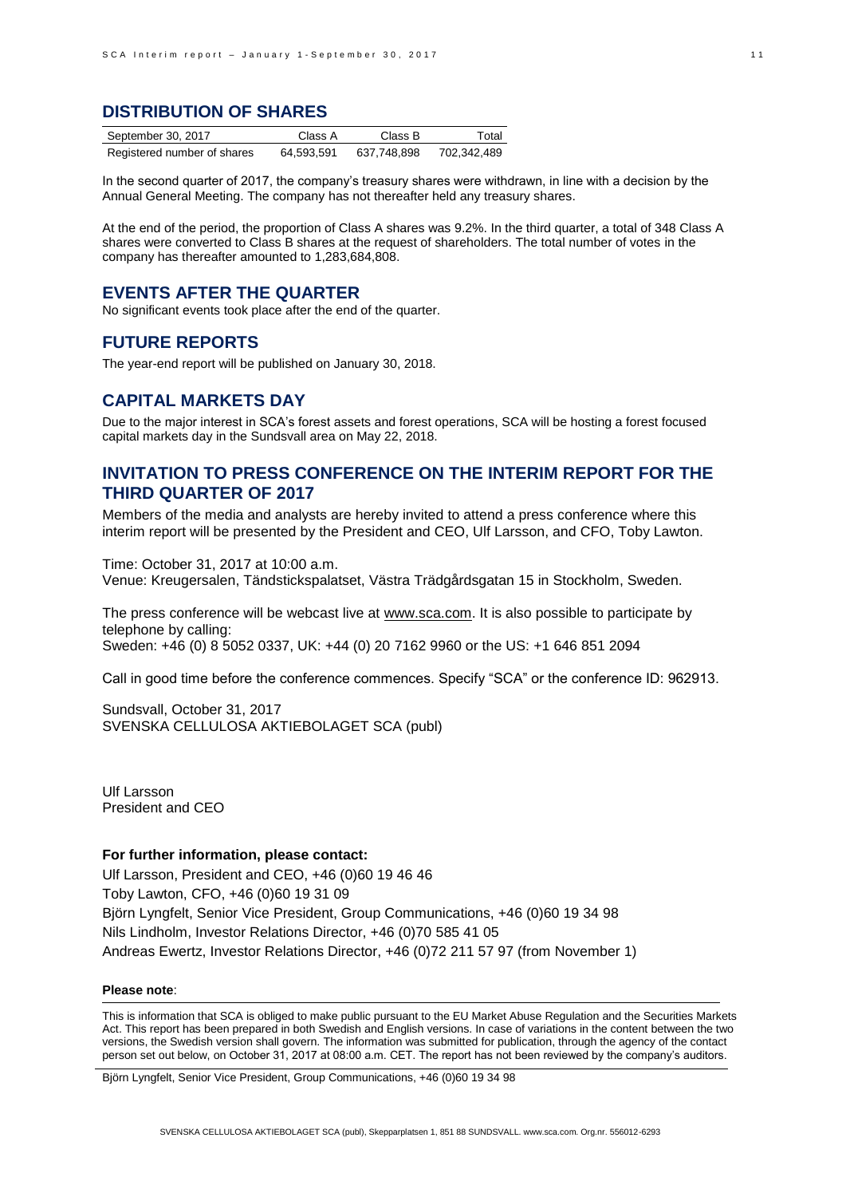## DISTRIBUTION OF SHARES

| September 30, 2017 | Class A | Class B | Total |
|---|---|---|---|
| Registered number of shares | 64,593,591 | 637,748,898 | 702,342,489 |

In the second quarter of 2017, the company's treasury shares were withdrawn, in line with a decision by the Annual General Meeting. The company has not thereafter held any treasury shares.

At the end of the period, the proportion of Class A shares was 9.2%. In the third quarter, a total of 348 Class A shares were converted to Class B shares at the request of shareholders. The total number of votes in the company has thereafter amounted to 1,283,684,808.

## EVENTS AFTER THE QUARTER

No significant events took place after the end of the quarter.

## FUTURE REPORTS

The year-end report will be published on January 30, 2018.

## CAPITAL MARKETS DAY

Due to the major interest in SCA's forest assets and forest operations, SCA will be hosting a forest focused capital markets day in the Sundsvall area on May 22, 2018.

## INVITATION TO PRESS CONFERENCE ON THE INTERIM REPORT FOR THE THIRD QUARTER OF 2017

Members of the media and analysts are hereby invited to attend a press conference where this interim report will be presented by the President and CEO, Ulf Larsson, and CFO, Toby Lawton.

Time: October 31, 2017 at 10:00 a.m.
Venue: Kreugersalen, Tändstickspalatset, Västra Trädgårdsgatan 15 in Stockholm, Sweden.

The press conference will be webcast live at www.sca.com. It is also possible to participate by telephone by calling:
Sweden: +46 (0) 8 5052 0337, UK: +44 (0) 20 7162 9960 or the US: +1 646 851 2094

Call in good time before the conference commences. Specify "SCA" or the conference ID: 962913.

Sundsvall, October 31, 2017
SVENSKA CELLULOSA AKTIEBOLAGET SCA (publ)

Ulf Larsson
President and CEO

**For further information, please contact:**

Ulf Larsson, President and CEO, +46 (0)60 19 46 46
Toby Lawton, CFO, +46 (0)60 19 31 09
Björn Lyngfelt, Senior Vice President, Group Communications, +46 (0)60 19 34 98
Nils Lindholm, Investor Relations Director, +46 (0)70 585 41 05
Andreas Ewertz, Investor Relations Director, +46 (0)72 211 57 97 (from November 1)

**Please note**:

This is information that SCA is obliged to make public pursuant to the EU Market Abuse Regulation and the Securities Markets Act. This report has been prepared in both Swedish and English versions. In case of variations in the content between the two versions, the Swedish version shall govern. The information was submitted for publication, through the agency of the contact person set out below, on October 31, 2017 at 08:00 a.m. CET. The report has not been reviewed by the company's auditors.

Björn Lyngfelt, Senior Vice President, Group Communications, +46 (0)60 19 34 98

SVENSKA CELLULOSA AKTIEBOLAGET SCA (publ), Skepparplatsen 1, 851 88 SUNDSVALL. www.sca.com. Org.nr. 556012-6293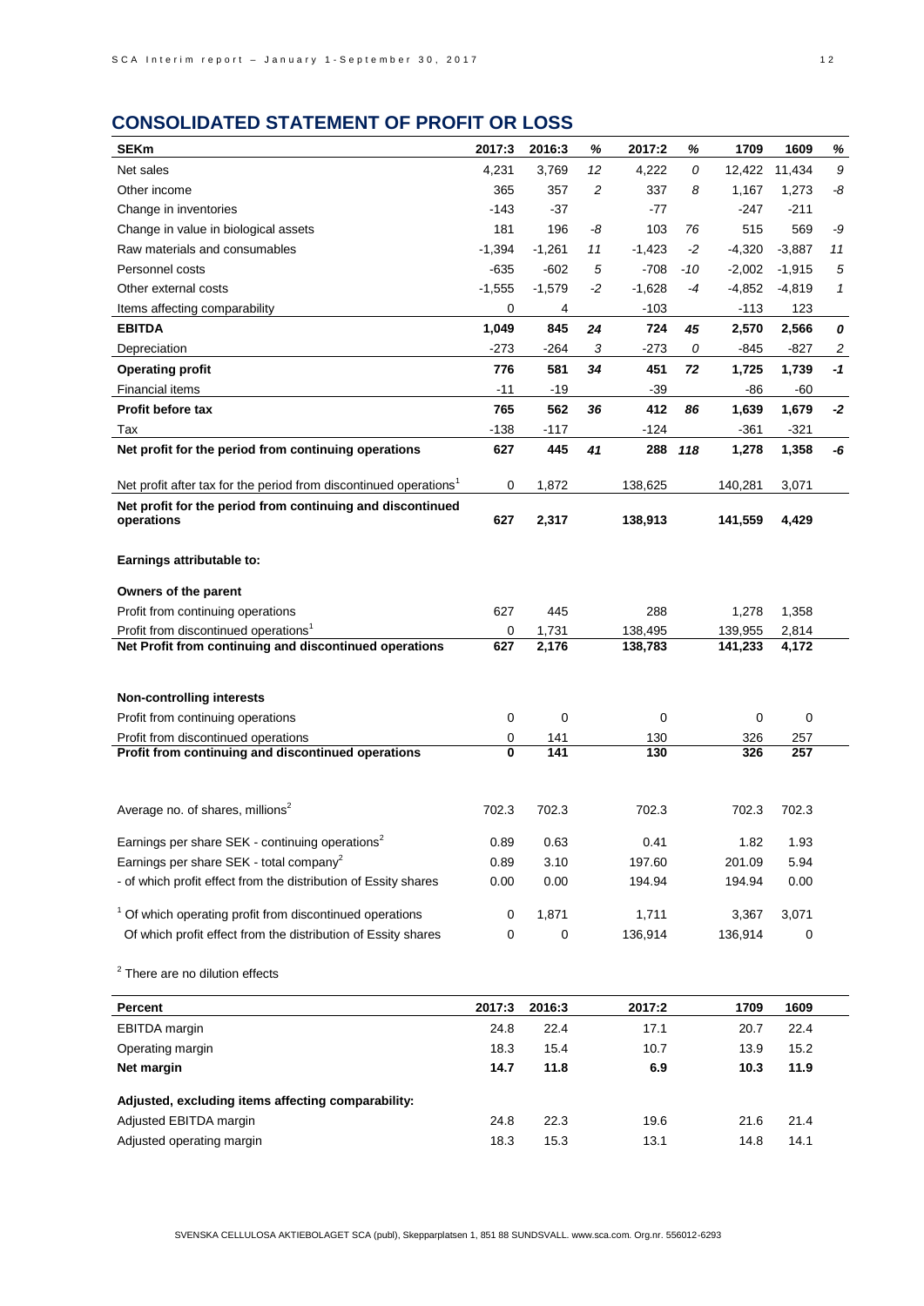## CONSOLIDATED STATEMENT OF PROFIT OR LOSS

| SEKm | 2017:3 | 2016:3 | % | 2017:2 | % | 1709 | 1609 | % |
|---|---|---|---|---|---|---|---|---|
| Net sales | 4,231 | 3,769 | *12* | 4,222 | *0* | 12,422 | 11,434 | *9* |
| Other income | 365 | 357 | *2* | 337 | *8* | 1,167 | 1,273 | *-8* |
| Change in inventories | -143 | -37 | | -77 | | -247 | -211 | |
| Change in value in biological assets | 181 | 196 | *-8* | 103 | *76* | 515 | 569 | *-9* |
| Raw materials and consumables | -1,394 | -1,261 | *11* | -1,423 | *-2* | -4,320 | -3,887 | *11* |
| Personnel costs | -635 | -602 | *5* | -708 | *-10* | -2,002 | -1,915 | *5* |
| Other external costs | -1,555 | -1,579 | *-2* | -1,628 | *-4* | -4,852 | -4,819 | *1* |
| Items affecting comparability | 0 | 4 | | -103 | | -113 | 123 | |
| **EBITDA** | **1,049** | **845** | ***24*** | **724** | ***45*** | **2,570** | **2,566** | ***0*** |
| Depreciation | -273 | -264 | *3* | -273 | *0* | -845 | -827 | *2* |
| **Operating profit** | **776** | **581** | ***34*** | **451** | ***72*** | **1,725** | **1,739** | ***-1*** |
| Financial items | -11 | -19 | | -39 | | -86 | -60 | |
| **Profit before tax** | **765** | **562** | ***36*** | **412** | ***86*** | **1,639** | **1,679** | ***-2*** |
| Tax | -138 | -117 | | -124 | | -361 | -321 | |
| **Net profit for the period from continuing operations** | **627** | **445** | ***41*** | **288** | ***118*** | **1,278** | **1,358** | ***-6*** |
| Net profit after tax for the period from discontinued operations[1] | 0 | 1,872 | | 138,625 | | 140,281 | 3,071 | |
| **Net profit for the period from continuing and discontinued operations** | **627** | **2,317** | | **138,913** | | **141,559** | **4,429** | |
| **Earnings attributable to:** | | | | | | | | |
| **Owners of the parent** | | | | | | | | |
| Profit from continuing operations | 627 | 445 | | 288 | | 1,278 | 1,358 | |
| Profit from discontinued operations[1] | 0 | 1,731 | | 138,495 | | 139,955 | 2,814 | |
| **Net Profit from continuing and discontinued operations** | **627** | **2,176** | | **138,783** | | **141,233** | **4,172** | |
| **Non-controlling interests** | | | | | | | | |
| Profit from continuing operations | 0 | 0 | | 0 | | 0 | 0 | |
| Profit from discontinued operations | 0 | 141 | | 130 | | 326 | 257 | |
| **Profit from continuing and discontinued operations** | **0** | **141** | | **130** | | **326** | **257** | |
| Average no. of shares, millions[2] | 702.3 | 702.3 | | 702.3 | | 702.3 | 702.3 | |
| Earnings per share SEK - continuing operations[2] | 0.89 | 0.63 | | 0.41 | | 1.82 | 1.93 | |
| Earnings per share SEK - total company[2] | 0.89 | 3.10 | | 197.60 | | 201.09 | 5.94 | |
| - of which profit effect from the distribution of Essity shares | 0.00 | 0.00 | | 194.94 | | 194.94 | 0.00 | |
| [1] Of which operating profit from discontinued operations | 0 | 1,871 | | 1,711 | | 3,367 | 3,071 | |
| Of which profit effect from the distribution of Essity shares | 0 | 0 | | 136,914 | | 136,914 | 0 | |

[2] There are no dilution effects

| Percent | 2017:3 | 2016:3 | 2017:2 | 1709 | 1609 |
|---|---|---|---|---|---|
| EBITDA margin | 24.8 | 22.4 | 17.1 | 20.7 | 22.4 |
| Operating margin | 18.3 | 15.4 | 10.7 | 13.9 | 15.2 |
| **Net margin** | **14.7** | **11.8** | **6.9** | **10.3** | **11.9** |
| **Adjusted, excluding items affecting comparability:** | | | | | |
| Adjusted EBITDA margin | 24.8 | 22.3 | 19.6 | 21.6 | 21.4 |
| Adjusted operating margin | 18.3 | 15.3 | 13.1 | 14.8 | 14.1 |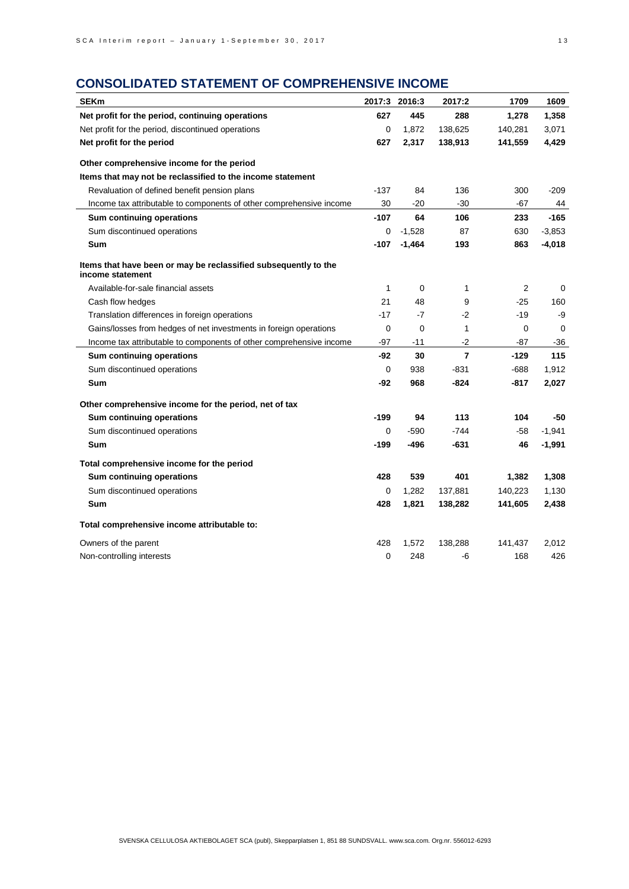## CONSOLIDATED STATEMENT OF COMPREHENSIVE INCOME

| SEKm | 2017:3 | 2016:3 | 2017:2 | 1709 | 1609 |
|---|---|---|---|---|---|
| **Net profit for the period, continuing operations** | **627** | **445** | **288** | **1,278** | **1,358** |
| Net profit for the period, discontinued operations | 0 | 1,872 | 138,625 | 140,281 | 3,071 |
| **Net profit for the period** | **627** | **2,317** | **138,913** | **141,559** | **4,429** |
| | | | | | |
| **Other comprehensive income for the period** | | | | | |
| **Items that may not be reclassified to the income statement** | | | | | |
| Revaluation of defined benefit pension plans | -137 | 84 | 136 | 300 | -209 |
| Income tax attributable to components of other comprehensive income | 30 | -20 | -30 | -67 | 44 |
| **Sum continuing operations** | **-107** | **64** | **106** | **233** | **-165** |
| Sum discontinued operations | 0 | -1,528 | 87 | 630 | -3,853 |
| **Sum** | **-107** | **-1,464** | **193** | **863** | **-4,018** |
| | | | | | |
| **Items that have been or may be reclassified subsequently to the income statement** | | | | | |
| Available-for-sale financial assets | 1 | 0 | 1 | 2 | 0 |
| Cash flow hedges | 21 | 48 | 9 | -25 | 160 |
| Translation differences in foreign operations | -17 | -7 | -2 | -19 | -9 |
| Gains/losses from hedges of net investments in foreign operations | 0 | 0 | 1 | 0 | 0 |
| Income tax attributable to components of other comprehensive income | -97 | -11 | -2 | -87 | -36 |
| **Sum continuing operations** | **-92** | **30** | **7** | **-129** | **115** |
| Sum discontinued operations | 0 | 938 | -831 | -688 | 1,912 |
| **Sum** | **-92** | **968** | **-824** | **-817** | **2,027** |
| | | | | | |
| **Other comprehensive income for the period, net of tax** | | | | | |
| **Sum continuing operations** | **-199** | **94** | **113** | **104** | **-50** |
| Sum discontinued operations | 0 | -590 | -744 | -58 | -1,941 |
| **Sum** | **-199** | **-496** | **-631** | **46** | **-1,991** |
| | | | | | |
| **Total comprehensive income for the period** | | | | | |
| **Sum continuing operations** | **428** | **539** | **401** | **1,382** | **1,308** |
| Sum discontinued operations | 0 | 1,282 | 137,881 | 140,223 | 1,130 |
| **Sum** | **428** | **1,821** | **138,282** | **141,605** | **2,438** |
| | | | | | |
| **Total comprehensive income attributable to:** | | | | | |
| Owners of the parent | 428 | 1,572 | 138,288 | 141,437 | 2,012 |
| Non-controlling interests | 0 | 248 | -6 | 168 | 426 |

SVENSKA CELLULOSA AKTIEBOLAGET SCA (publ), Skepparplatsen 1, 851 88 SUNDSVALL. www.sca.com. Org.nr. 556012-6293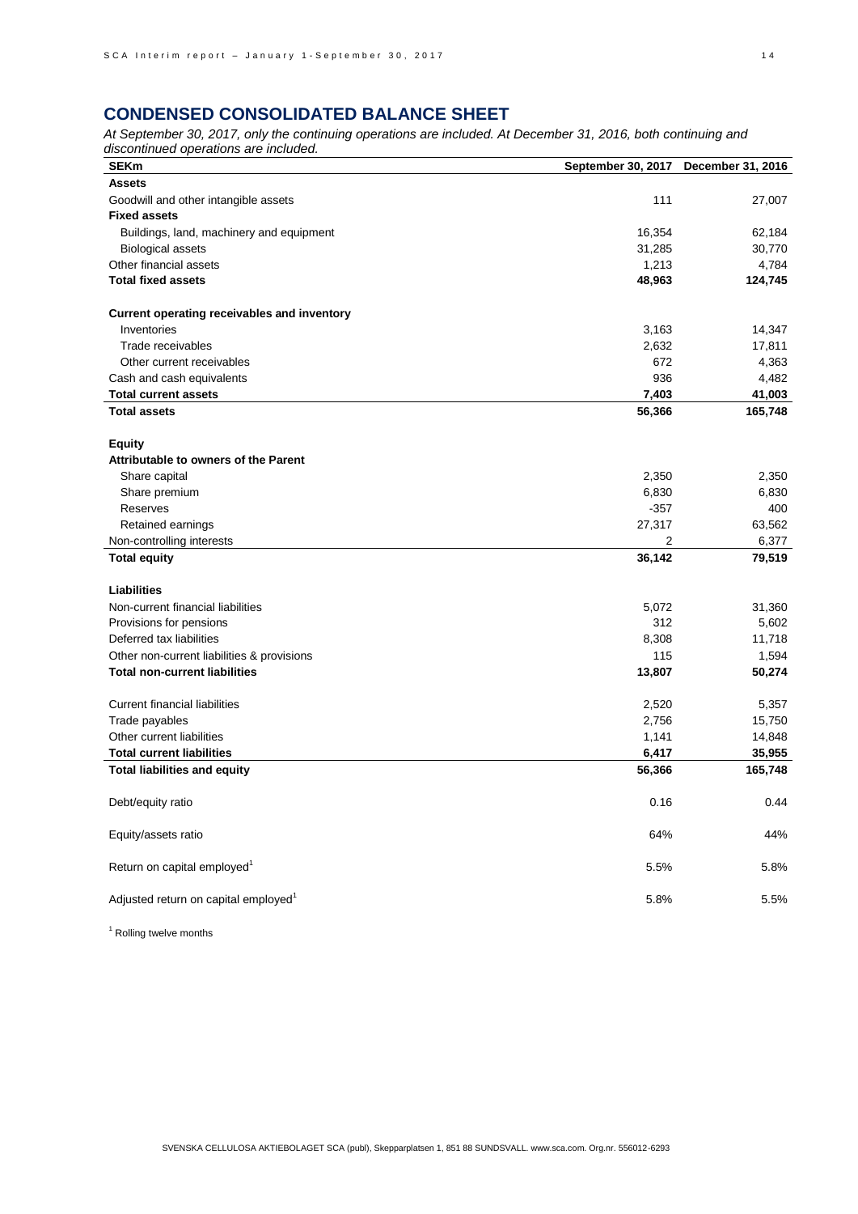## CONDENSED CONSOLIDATED BALANCE SHEET

*At September 30, 2017, only the continuing operations are included. At December 31, 2016, both continuing and discontinued operations are included.*

| SEKm | September 30, 2017 | December 31, 2016 |
|---|---|---|
| **Assets** | | |
| Goodwill and other intangible assets | 111 | 27,007 |
| **Fixed assets** | | |
| Buildings, land, machinery and equipment | 16,354 | 62,184 |
| Biological assets | 31,285 | 30,770 |
| Other financial assets | 1,213 | 4,784 |
| **Total fixed assets** | **48,963** | **124,745** |
| | | |
| **Current operating receivables and inventory** | | |
| Inventories | 3,163 | 14,347 |
| Trade receivables | 2,632 | 17,811 |
| Other current receivables | 672 | 4,363 |
| Cash and cash equivalents | 936 | 4,482 |
| **Total current assets** | **7,403** | **41,003** |
| **Total assets** | **56,366** | **165,748** |
| | | |
| **Equity** | | |
| **Attributable to owners of the Parent** | | |
| Share capital | 2,350 | 2,350 |
| Share premium | 6,830 | 6,830 |
| Reserves | -357 | 400 |
| Retained earnings | 27,317 | 63,562 |
| Non-controlling interests | 2 | 6,377 |
| **Total equity** | **36,142** | **79,519** |
| | | |
| **Liabilities** | | |
| Non-current financial liabilities | 5,072 | 31,360 |
| Provisions for pensions | 312 | 5,602 |
| Deferred tax liabilities | 8,308 | 11,718 |
| Other non-current liabilities & provisions | 115 | 1,594 |
| **Total non-current liabilities** | **13,807** | **50,274** |
| | | |
| Current financial liabilities | 2,520 | 5,357 |
| Trade payables | 2,756 | 15,750 |
| Other current liabilities | 1,141 | 14,848 |
| **Total current liabilities** | **6,417** | **35,955** |
| **Total liabilities and equity** | **56,366** | **165,748** |
| | | |
| Debt/equity ratio | 0.16 | 0.44 |
| | | |
| Equity/assets ratio | 64% | 44% |
| | | |
| Return on capital employed[1] | 5.5% | 5.8% |
| | | |
| Adjusted return on capital employed[1] | 5.8% | 5.5% |

[1] Rolling twelve months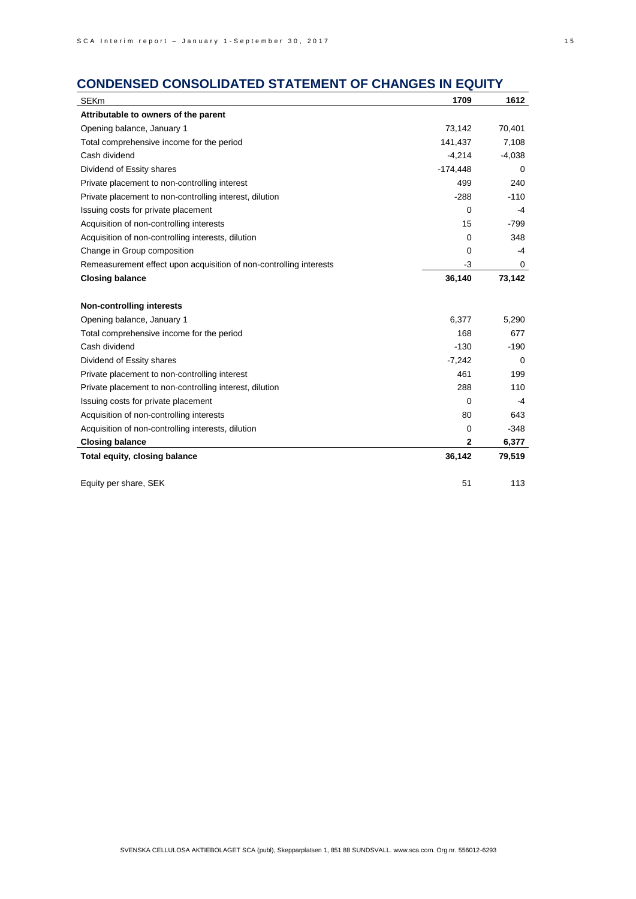## CONDENSED CONSOLIDATED STATEMENT OF CHANGES IN EQUITY

| SEKm | 1709 | 1612 |
|---|---|---|
| **Attributable to owners of the parent** | | |
| Opening balance, January 1 | 73,142 | 70,401 |
| Total comprehensive income for the period | 141,437 | 7,108 |
| Cash dividend | -4,214 | -4,038 |
| Dividend of Essity shares | -174,448 | 0 |
| Private placement to non-controlling interest | 499 | 240 |
| Private placement to non-controlling interest, dilution | -288 | -110 |
| Issuing costs for private placement | 0 | -4 |
| Acquisition of non-controlling interests | 15 | -799 |
| Acquisition of non-controlling interests, dilution | 0 | 348 |
| Change in Group composition | 0 | -4 |
| Remeasurement effect upon acquisition of non-controlling interests | -3 | 0 |
| **Closing balance** | **36,140** | **73,142** |
| | | |
| **Non-controlling interests** | | |
| Opening balance, January 1 | 6,377 | 5,290 |
| Total comprehensive income for the period | 168 | 677 |
| Cash dividend | -130 | -190 |
| Dividend of Essity shares | -7,242 | 0 |
| Private placement to non-controlling interest | 461 | 199 |
| Private placement to non-controlling interest, dilution | 288 | 110 |
| Issuing costs for private placement | 0 | -4 |
| Acquisition of non-controlling interests | 80 | 643 |
| Acquisition of non-controlling interests, dilution | 0 | -348 |
| **Closing balance** | **2** | **6,377** |
| **Total equity, closing balance** | **36,142** | **79,519** |
| | | |
| Equity per share, SEK | 51 | 113 |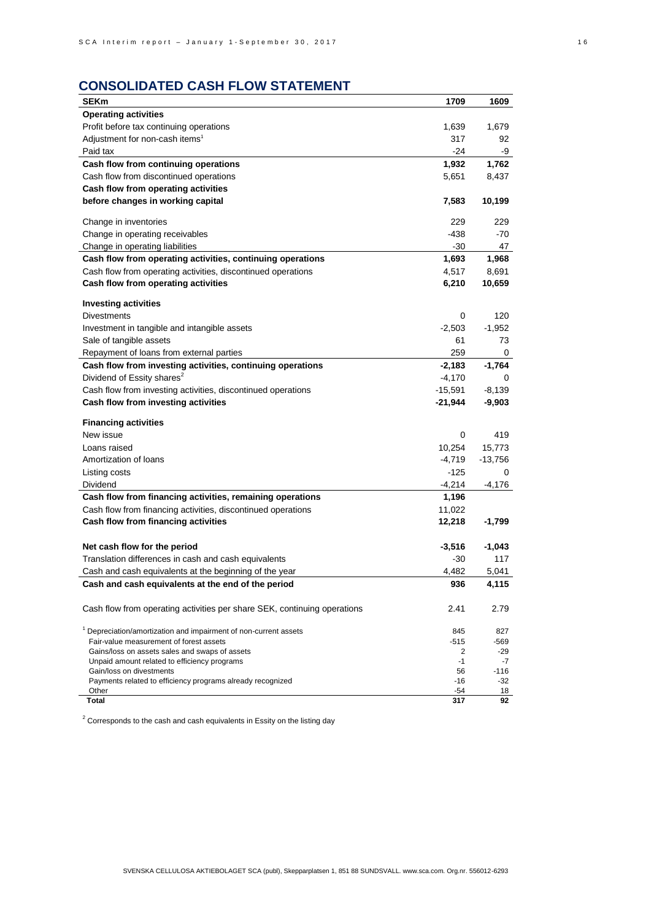## CONSOLIDATED CASH FLOW STATEMENT

| SEKm | 1709 | 1609 |
|---|---|---|
| **Operating activities** | | |
| Profit before tax continuing operations | 1,639 | 1,679 |
| Adjustment for non-cash items[1] | 317 | 92 |
| Paid tax | -24 | -9 |
| **Cash flow from continuing operations** | **1,932** | **1,762** |
| Cash flow from discontinued operations | 5,651 | 8,437 |
| **Cash flow from operating activities before changes in working capital** | **7,583** | **10,199** |
| Change in inventories | 229 | 229 |
| Change in operating receivables | -438 | -70 |
| Change in operating liabilities | -30 | 47 |
| **Cash flow from operating activities, continuing operations** | **1,693** | **1,968** |
| Cash flow from operating activities, discontinued operations | 4,517 | 8,691 |
| **Cash flow from operating activities** | **6,210** | **10,659** |
| **Investing activities** | | |
| Divestments | 0 | 120 |
| Investment in tangible and intangible assets | -2,503 | -1,952 |
| Sale of tangible assets | 61 | 73 |
| Repayment of loans from external parties | 259 | 0 |
| **Cash flow from investing activities, continuing operations** | **-2,183** | **-1,764** |
| Dividend of Essity shares[2] | -4,170 | 0 |
| Cash flow from investing activities, discontinued operations | -15,591 | -8,139 |
| **Cash flow from investing activities** | **-21,944** | **-9,903** |
| **Financing activities** | | |
| New issue | 0 | 419 |
| Loans raised | 10,254 | 15,773 |
| Amortization of loans | -4,719 | -13,756 |
| Listing costs | -125 | 0 |
| Dividend | -4,214 | -4,176 |
| **Cash flow from financing activities, remaining operations** | **1,196** | |
| Cash flow from financing activities, discontinued operations | 11,022 | |
| **Cash flow from financing activities** | **12,218** | **-1,799** |
| **Net cash flow for the period** | **-3,516** | **-1,043** |
| Translation differences in cash and cash equivalents | -30 | 117 |
| Cash and cash equivalents at the beginning of the year | 4,482 | 5,041 |
| **Cash and cash equivalents at the end of the period** | **936** | **4,115** |
| Cash flow from operating activities per share SEK, continuing operations | 2.41 | 2.79 |

| | | |
|---|---|---|
| [1] Depreciation/amortization and impairment of non-current assets | 845 | 827 |
| Fair-value measurement of forest assets | -515 | -569 |
| Gains/loss on assets sales and swaps of assets | 2 | -29 |
| Unpaid amount related to efficiency programs | -1 | -7 |
| Gain/loss on divestments | 56 | -116 |
| Payments related to efficiency programs already recognized | -16 | -32 |
| Other | -54 | 18 |
| **Total** | **317** | **92** |

[2] Corresponds to the cash and cash equivalents in Essity on the listing day

SVENSKA CELLULOSA AKTIEBOLAGET SCA (publ), Skepparplatsen 1, 851 88 SUNDSVALL. www.sca.com. Org.nr. 556012-6293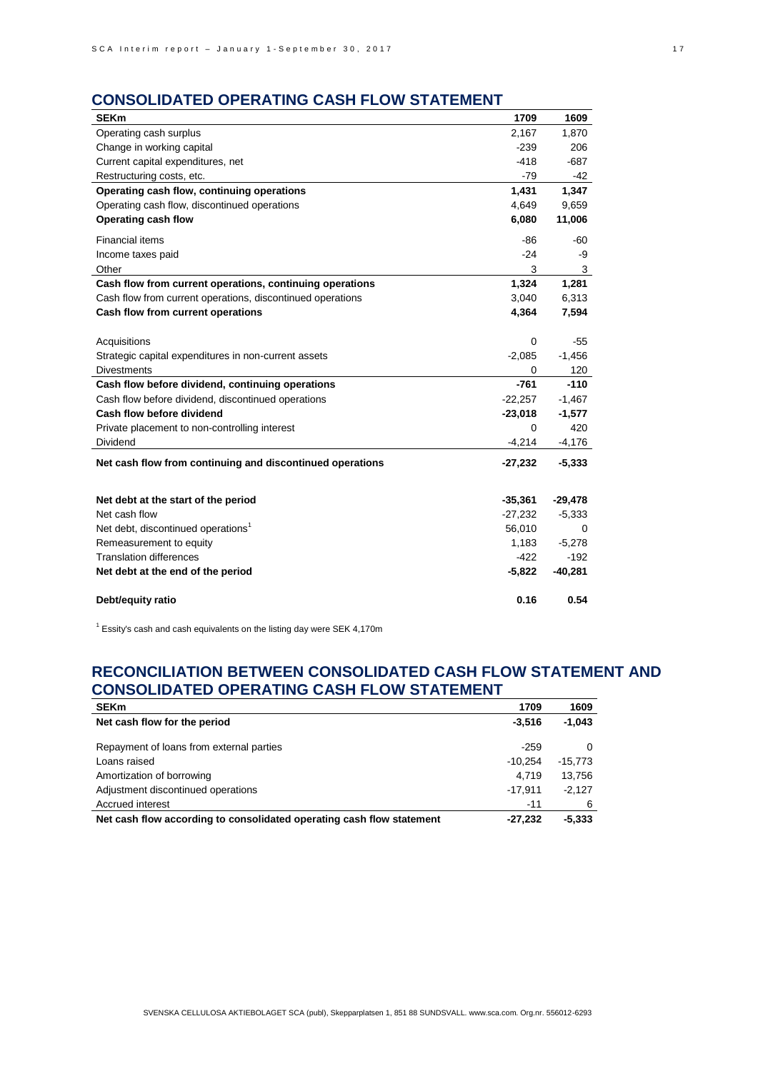## CONSOLIDATED OPERATING CASH FLOW STATEMENT

| SEKm | 1709 | 1609 |
|---|---|---|
| Operating cash surplus | 2,167 | 1,870 |
| Change in working capital | -239 | 206 |
| Current capital expenditures, net | -418 | -687 |
| Restructuring costs, etc. | -79 | -42 |
| **Operating cash flow, continuing operations** | **1,431** | **1,347** |
| Operating cash flow, discontinued operations | 4,649 | 9,659 |
| **Operating cash flow** | **6,080** | **11,006** |
| Financial items | -86 | -60 |
| Income taxes paid | -24 | -9 |
| Other | 3 | 3 |
| **Cash flow from current operations, continuing operations** | **1,324** | **1,281** |
| Cash flow from current operations, discontinued operations | 3,040 | 6,313 |
| **Cash flow from current operations** | **4,364** | **7,594** |
| Acquisitions | 0 | -55 |
| Strategic capital expenditures in non-current assets | -2,085 | -1,456 |
| Divestments | 0 | 120 |
| **Cash flow before dividend, continuing operations** | **-761** | **-110** |
| Cash flow before dividend, discontinued operations | -22,257 | -1,467 |
| **Cash flow before dividend** | **-23,018** | **-1,577** |
| Private placement to non-controlling interest | 0 | 420 |
| Dividend | -4,214 | -4,176 |
| **Net cash flow from continuing and discontinued operations** | **-27,232** | **-5,333** |
| | | |
| **Net debt at the start of the period** | **-35,361** | **-29,478** |
| Net cash flow | -27,232 | -5,333 |
| Net debt, discontinued operations[1] | 56,010 | 0 |
| Remeasurement to equity | 1,183 | -5,278 |
| Translation differences | -422 | -192 |
| **Net debt at the end of the period** | **-5,822** | **-40,281** |
| | | |
| **Debt/equity ratio** | **0.16** | **0.54** |

[1] Essity's cash and cash equivalents on the listing day were SEK 4,170m

## RECONCILIATION BETWEEN CONSOLIDATED CASH FLOW STATEMENT AND CONSOLIDATED OPERATING CASH FLOW STATEMENT

| SEKm | 1709 | 1609 |
|---|---|---|
| **Net cash flow for the period** | **-3,516** | **-1,043** |
| Repayment of loans from external parties | -259 | 0 |
| Loans raised | -10,254 | -15,773 |
| Amortization of borrowing | 4,719 | 13,756 |
| Adjustment discontinued operations | -17,911 | -2,127 |
| Accrued interest | -11 | 6 |
| **Net cash flow according to consolidated operating cash flow statement** | **-27,232** | **-5,333** |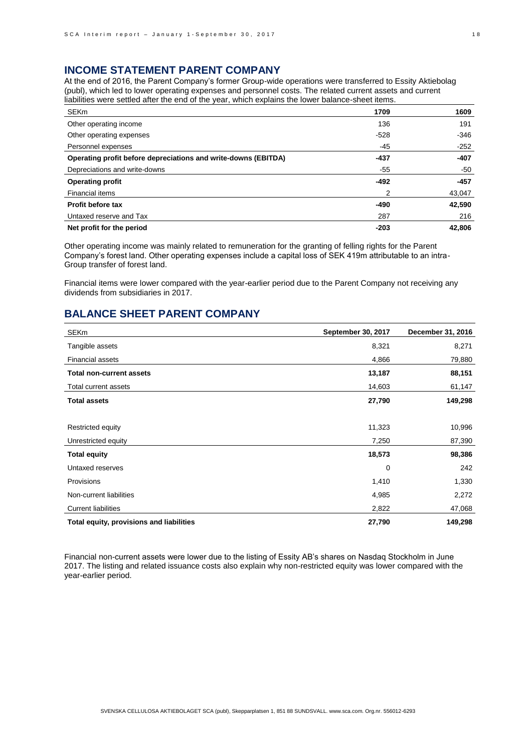## INCOME STATEMENT PARENT COMPANY

At the end of 2016, the Parent Company's former Group-wide operations were transferred to Essity Aktiebolag (publ), which led to lower operating expenses and personnel costs. The related current assets and current liabilities were settled after the end of the year, which explains the lower balance-sheet items.

| SEKm | 1709 | 1609 |
|---|---|---|
| Other operating income | 136 | 191 |
| Other operating expenses | -528 | -346 |
| Personnel expenses | -45 | -252 |
| **Operating profit before depreciations and write-downs (EBITDA)** | **-437** | **-407** |
| Depreciations and write-downs | -55 | -50 |
| **Operating profit** | **-492** | **-457** |
| Financial items | 2 | 43,047 |
| **Profit before tax** | **-490** | **42,590** |
| Untaxed reserve and Tax | 287 | 216 |
| **Net profit for the period** | **-203** | **42,806** |

Other operating income was mainly related to remuneration for the granting of felling rights for the Parent Company's forest land. Other operating expenses include a capital loss of SEK 419m attributable to an intra-Group transfer of forest land.

Financial items were lower compared with the year-earlier period due to the Parent Company not receiving any dividends from subsidiaries in 2017.

## BALANCE SHEET PARENT COMPANY

| SEKm | September 30, 2017 | December 31, 2016 |
|---|---|---|
| Tangible assets | 8,321 | 8,271 |
| Financial assets | 4,866 | 79,880 |
| **Total non-current assets** | **13,187** | **88,151** |
| Total current assets | 14,603 | 61,147 |
| **Total assets** | **27,790** | **149,298** |
| | | |
| Restricted equity | 11,323 | 10,996 |
| Unrestricted equity | 7,250 | 87,390 |
| **Total equity** | **18,573** | **98,386** |
| Untaxed reserves | 0 | 242 |
| Provisions | 1,410 | 1,330 |
| Non-current liabilities | 4,985 | 2,272 |
| Current liabilities | 2,822 | 47,068 |
| **Total equity, provisions and liabilities** | **27,790** | **149,298** |

Financial non-current assets were lower due to the listing of Essity AB's shares on Nasdaq Stockholm in June 2017. The listing and related issuance costs also explain why non-restricted equity was lower compared with the year-earlier period.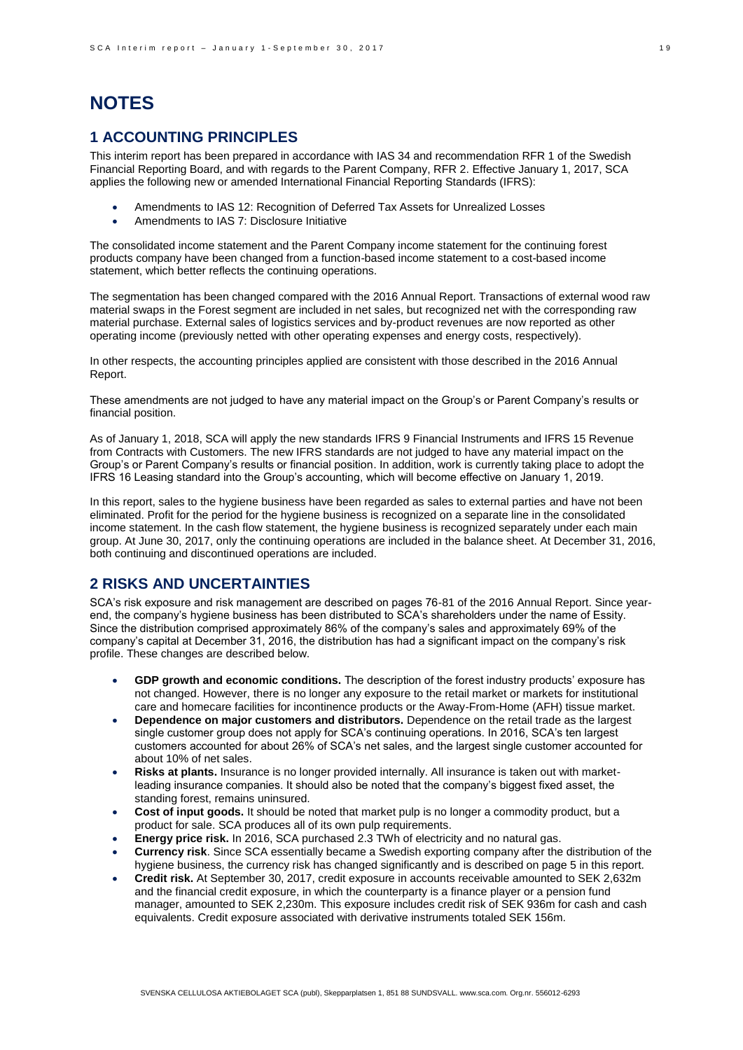# NOTES

## 1 ACCOUNTING PRINCIPLES

This interim report has been prepared in accordance with IAS 34 and recommendation RFR 1 of the Swedish Financial Reporting Board, and with regards to the Parent Company, RFR 2. Effective January 1, 2017, SCA applies the following new or amended International Financial Reporting Standards (IFRS):

- Amendments to IAS 12: Recognition of Deferred Tax Assets for Unrealized Losses
- Amendments to IAS 7: Disclosure Initiative

The consolidated income statement and the Parent Company income statement for the continuing forest products company have been changed from a function-based income statement to a cost-based income statement, which better reflects the continuing operations.

The segmentation has been changed compared with the 2016 Annual Report. Transactions of external wood raw material swaps in the Forest segment are included in net sales, but recognized net with the corresponding raw material purchase. External sales of logistics services and by-product revenues are now reported as other operating income (previously netted with other operating expenses and energy costs, respectively).

In other respects, the accounting principles applied are consistent with those described in the 2016 Annual Report.

These amendments are not judged to have any material impact on the Group's or Parent Company's results or financial position.

As of January 1, 2018, SCA will apply the new standards IFRS 9 Financial Instruments and IFRS 15 Revenue from Contracts with Customers. The new IFRS standards are not judged to have any material impact on the Group's or Parent Company's results or financial position. In addition, work is currently taking place to adopt the IFRS 16 Leasing standard into the Group's accounting, which will become effective on January 1, 2019.

In this report, sales to the hygiene business have been regarded as sales to external parties and have not been eliminated. Profit for the period for the hygiene business is recognized on a separate line in the consolidated income statement. In the cash flow statement, the hygiene business is recognized separately under each main group. At June 30, 2017, only the continuing operations are included in the balance sheet. At December 31, 2016, both continuing and discontinued operations are included.

## 2 RISKS AND UNCERTAINTIES

SCA's risk exposure and risk management are described on pages 76-81 of the 2016 Annual Report. Since year-end, the company's hygiene business has been distributed to SCA's shareholders under the name of Essity. Since the distribution comprised approximately 86% of the company's sales and approximately 69% of the company's capital at December 31, 2016, the distribution has had a significant impact on the company's risk profile. These changes are described below.

- **GDP growth and economic conditions.** The description of the forest industry products' exposure has not changed. However, there is no longer any exposure to the retail market or markets for institutional care and homecare facilities for incontinence products or the Away-From-Home (AFH) tissue market.
- **Dependence on major customers and distributors.** Dependence on the retail trade as the largest single customer group does not apply for SCA's continuing operations. In 2016, SCA's ten largest customers accounted for about 26% of SCA's net sales, and the largest single customer accounted for about 10% of net sales.
- **Risks at plants.** Insurance is no longer provided internally. All insurance is taken out with market-leading insurance companies. It should also be noted that the company's biggest fixed asset, the standing forest, remains uninsured.
- **Cost of input goods.** It should be noted that market pulp is no longer a commodity product, but a product for sale. SCA produces all of its own pulp requirements.
- **Energy price risk.** In 2016, SCA purchased 2.3 TWh of electricity and no natural gas.
- **Currency risk**. Since SCA essentially became a Swedish exporting company after the distribution of the hygiene business, the currency risk has changed significantly and is described on page 5 in this report.
- **Credit risk.** At September 30, 2017, credit exposure in accounts receivable amounted to SEK 2,632m and the financial credit exposure, in which the counterparty is a finance player or a pension fund manager, amounted to SEK 2,230m. This exposure includes credit risk of SEK 936m for cash and cash equivalents. Credit exposure associated with derivative instruments totaled SEK 156m.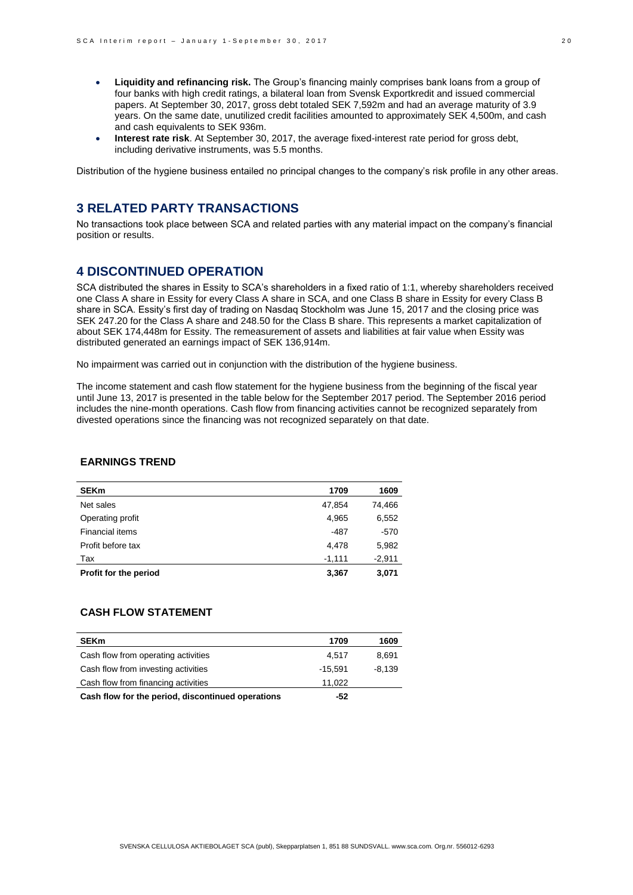- **Liquidity and refinancing risk.** The Group's financing mainly comprises bank loans from a group of four banks with high credit ratings, a bilateral loan from Svensk Exportkredit and issued commercial papers. At September 30, 2017, gross debt totaled SEK 7,592m and had an average maturity of 3.9 years. On the same date, unutilized credit facilities amounted to approximately SEK 4,500m, and cash and cash equivalents to SEK 936m.
- **Interest rate risk**. At September 30, 2017, the average fixed-interest rate period for gross debt, including derivative instruments, was 5.5 months.

Distribution of the hygiene business entailed no principal changes to the company's risk profile in any other areas.

## 3 RELATED PARTY TRANSACTIONS

No transactions took place between SCA and related parties with any material impact on the company's financial position or results.

## 4 DISCONTINUED OPERATION

SCA distributed the shares in Essity to SCA's shareholders in a fixed ratio of 1:1, whereby shareholders received one Class A share in Essity for every Class A share in SCA, and one Class B share in Essity for every Class B share in SCA. Essity's first day of trading on Nasdaq Stockholm was June 15, 2017 and the closing price was SEK 247.20 for the Class A share and 248.50 for the Class B share. This represents a market capitalization of about SEK 174,448m for Essity. The remeasurement of assets and liabilities at fair value when Essity was distributed generated an earnings impact of SEK 136,914m.

No impairment was carried out in conjunction with the distribution of the hygiene business.

The income statement and cash flow statement for the hygiene business from the beginning of the fiscal year until June 13, 2017 is presented in the table below for the September 2017 period. The September 2016 period includes the nine-month operations. Cash flow from financing activities cannot be recognized separately from divested operations since the financing was not recognized separately on that date.

### EARNINGS TREND

| SEKm | 1709 | 1609 |
|---|---|---|
| Net sales | 47,854 | 74,466 |
| Operating profit | 4,965 | 6,552 |
| Financial items | -487 | -570 |
| Profit before tax | 4,478 | 5,982 |
| Tax | -1,111 | -2,911 |
| **Profit for the period** | **3,367** | **3,071** |

### CASH FLOW STATEMENT

| SEKm | 1709 | 1609 |
|---|---|---|
| Cash flow from operating activities | 4,517 | 8,691 |
| Cash flow from investing activities | -15,591 | -8,139 |
| Cash flow from financing activities | 11,022 | |
| **Cash flow for the period, discontinued operations** | **-52** | |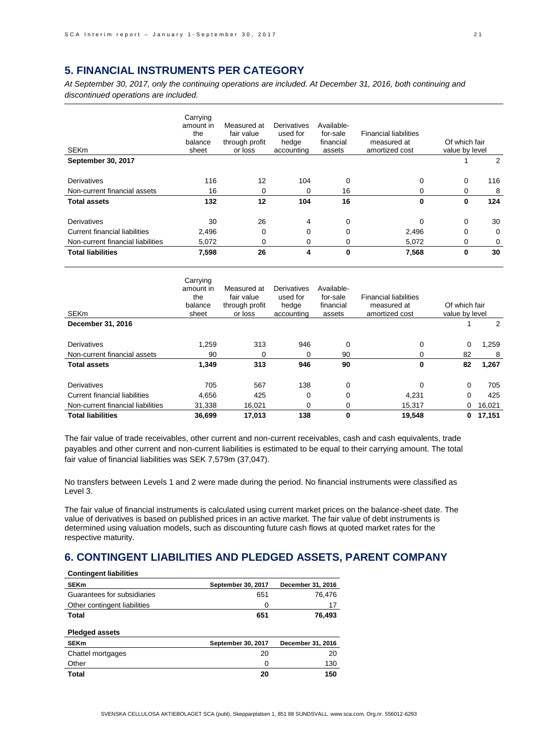## 5. FINANCIAL INSTRUMENTS PER CATEGORY

*At September 30, 2017, only the continuing operations are included. At December 31, 2016, both continuing and discontinued operations are included.*

| SEKm | Carrying amount in the balance sheet | Measured at fair value through profit or loss | Derivatives used for hedge accounting | Available-for-sale financial assets | Financial liabilities measured at amortized cost | Of which fair value by level | |
|---|---|---|---|---|---|---|---|
| **September 30, 2017** | | | | | | 1 | 2 |
| Derivatives | 116 | 12 | 104 | 0 | 0 | 0 | 116 |
| Non-current financial assets | 16 | 0 | 0 | 16 | 0 | 0 | 8 |
| **Total assets** | **132** | **12** | **104** | **16** | **0** | **0** | **124** |
| Derivatives | 30 | 26 | 4 | 0 | 0 | 0 | 30 |
| Current financial liabilities | 2,496 | 0 | 0 | 0 | 2,496 | 0 | 0 |
| Non-current financial liabilities | 5,072 | 0 | 0 | 0 | 5,072 | 0 | 0 |
| **Total liabilities** | **7,598** | **26** | **4** | **0** | **7,568** | **0** | **30** |

| SEKm | Carrying amount in the balance sheet | Measured at fair value through profit or loss | Derivatives used for hedge accounting | Available-for-sale financial assets | Financial liabilities measured at amortized cost | Of which fair value by level | |
|---|---|---|---|---|---|---|---|
| **December 31, 2016** | | | | | | 1 | 2 |
| Derivatives | 1,259 | 313 | 946 | 0 | 0 | 0 | 1,259 |
| Non-current financial assets | 90 | 0 | 0 | 90 | 0 | 82 | 8 |
| **Total assets** | **1,349** | **313** | **946** | **90** | **0** | **82** | **1,267** |
| Derivatives | 705 | 567 | 138 | 0 | 0 | 0 | 705 |
| Current financial liabilities | 4,656 | 425 | 0 | 0 | 4,231 | 0 | 425 |
| Non-current financial liabilities | 31,338 | 16,021 | 0 | 0 | 15,317 | 0 | 16,021 |
| **Total liabilities** | **36,699** | **17,013** | **138** | **0** | **19,548** | **0** | **17,151** |

The fair value of trade receivables, other current and non-current receivables, cash and cash equivalents, trade payables and other current and non-current liabilities is estimated to be equal to their carrying amount. The total fair value of financial liabilities was SEK 7,579m (37,047).

No transfers between Levels 1 and 2 were made during the period. No financial instruments were classified as Level 3.

The fair value of financial instruments is calculated using current market prices on the balance-sheet date. The value of derivatives is based on published prices in an active market. The fair value of debt instruments is determined using valuation models, such as discounting future cash flows at quoted market rates for the respective maturity.

## 6. CONTINGENT LIABILITIES AND PLEDGED ASSETS, PARENT COMPANY

**Contingent liabilities**

| SEKm | September 30, 2017 | December 31, 2016 |
|---|---|---|
| Guarantees for subsidiaries | 651 | 76,476 |
| Other contingent liabilities | 0 | 17 |
| **Total** | **651** | **76,493** |

**Pledged assets**

| SEKm | September 30, 2017 | December 31, 2016 |
|---|---|---|
| Chattel mortgages | 20 | 20 |
| Other | 0 | 130 |
| **Total** | **20** | **150** |

SVENSKA CELLULOSA AKTIEBOLAGET SCA (publ), Skepparplatsen 1, 851 88 SUNDSVALL. www.sca.com. Org.nr. 556012-6293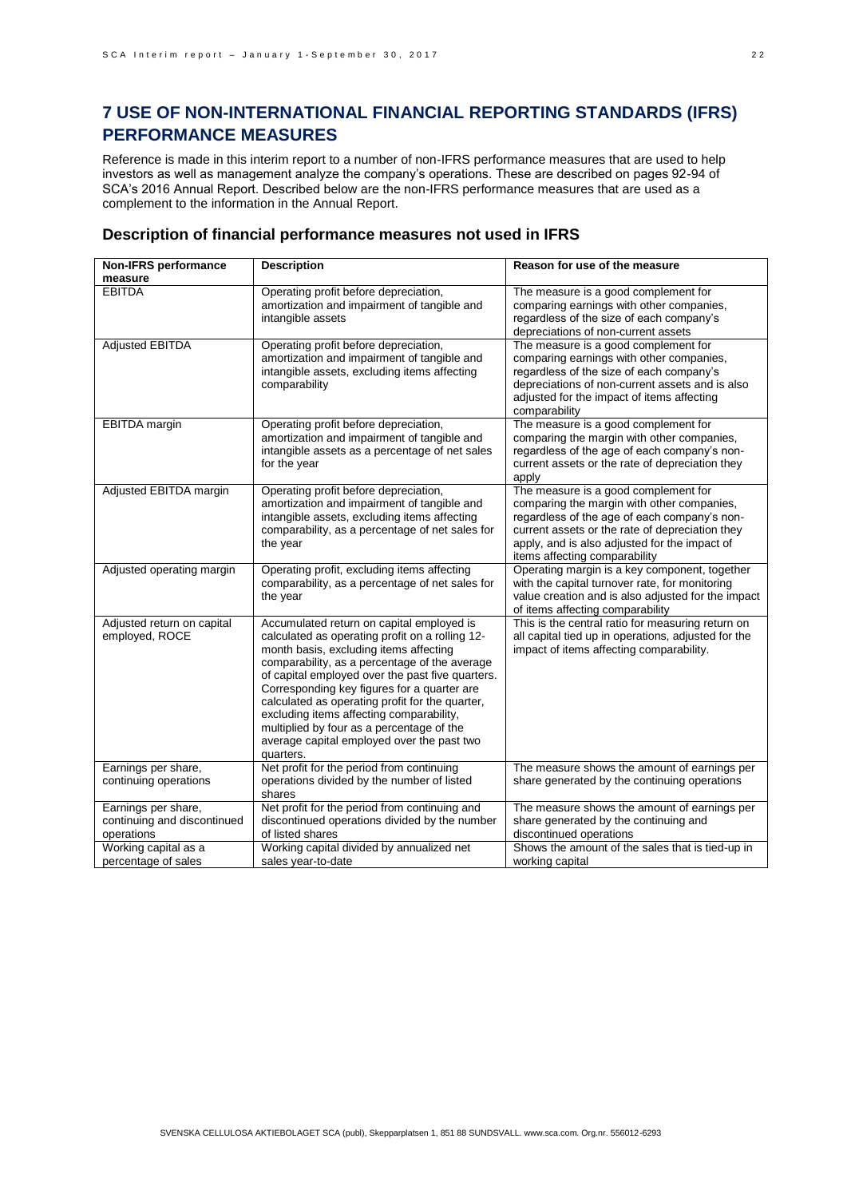# 7 USE OF NON-INTERNATIONAL FINANCIAL REPORTING STANDARDS (IFRS) PERFORMANCE MEASURES

Reference is made in this interim report to a number of non-IFRS performance measures that are used to help investors as well as management analyze the company's operations. These are described on pages 92-94 of SCA's 2016 Annual Report. Described below are the non-IFRS performance measures that are used as a complement to the information in the Annual Report.

## Description of financial performance measures not used in IFRS

| Non-IFRS performance measure | Description | Reason for use of the measure |
|---|---|---|
| EBITDA | Operating profit before depreciation, amortization and impairment of tangible and intangible assets | The measure is a good complement for comparing earnings with other companies, regardless of the size of each company's depreciations of non-current assets |
| Adjusted EBITDA | Operating profit before depreciation, amortization and impairment of tangible and intangible assets, excluding items affecting comparability | The measure is a good complement for comparing earnings with other companies, regardless of the size of each company's depreciations of non-current assets and is also adjusted for the impact of items affecting comparability |
| EBITDA margin | Operating profit before depreciation, amortization and impairment of tangible and intangible assets as a percentage of net sales for the year | The measure is a good complement for comparing the margin with other companies, regardless of the age of each company's non-current assets or the rate of depreciation they apply |
| Adjusted EBITDA margin | Operating profit before depreciation, amortization and impairment of tangible and intangible assets, excluding items affecting comparability, as a percentage of net sales for the year | The measure is a good complement for comparing the margin with other companies, regardless of the age of each company's non-current assets or the rate of depreciation they apply, and is also adjusted for the impact of items affecting comparability |
| Adjusted operating margin | Operating profit, excluding items affecting comparability, as a percentage of net sales for the year | Operating margin is a key component, together with the capital turnover rate, for monitoring value creation and is also adjusted for the impact of items affecting comparability |
| Adjusted return on capital employed, ROCE | Accumulated return on capital employed is calculated as operating profit on a rolling 12-month basis, excluding items affecting comparability, as a percentage of the average of capital employed over the past five quarters. Corresponding key figures for a quarter are calculated as operating profit for the quarter, excluding items affecting comparability, multiplied by four as a percentage of the average capital employed over the past two quarters. | This is the central ratio for measuring return on all capital tied up in operations, adjusted for the impact of items affecting comparability. |
| Earnings per share, continuing operations | Net profit for the period from continuing operations divided by the number of listed shares | The measure shows the amount of earnings per share generated by the continuing operations |
| Earnings per share, continuing and discontinued operations | Net profit for the period from continuing and discontinued operations divided by the number of listed shares | The measure shows the amount of earnings per share generated by the continuing and discontinued operations |
| Working capital as a percentage of sales | Working capital divided by annualized net sales year-to-date | Shows the amount of the sales that is tied-up in working capital |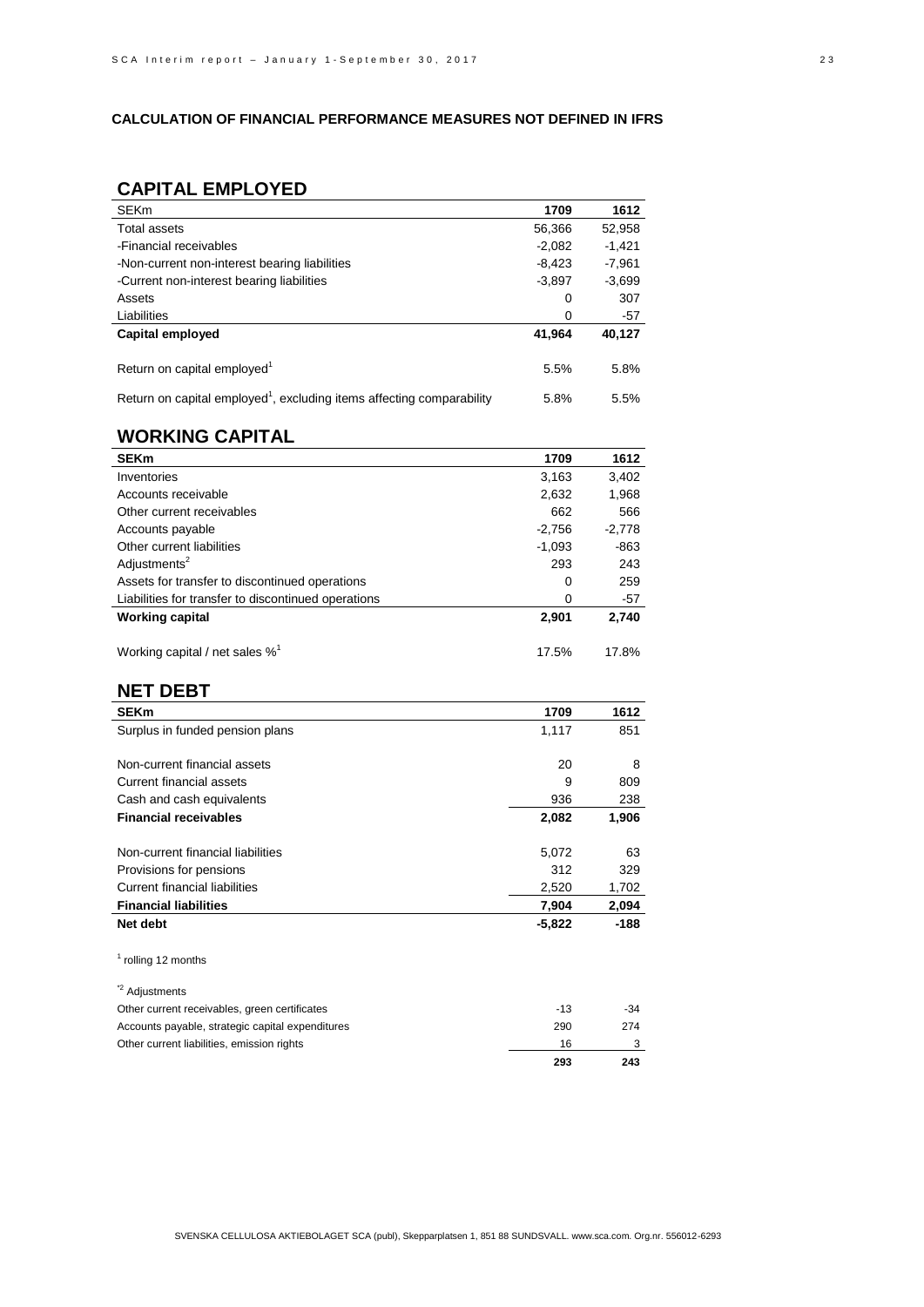**CALCULATION OF FINANCIAL PERFORMANCE MEASURES NOT DEFINED IN IFRS**

## CAPITAL EMPLOYED

| SEKm | 1709 | 1612 |
|---|---|---|
| Total assets | 56,366 | 52,958 |
| -Financial receivables | -2,082 | -1,421 |
| -Non-current non-interest bearing liabilities | -8,423 | -7,961 |
| -Current non-interest bearing liabilities | -3,897 | -3,699 |
| Assets | 0 | 307 |
| Liabilities | 0 | -57 |
| **Capital employed** | **41,964** | **40,127** |
| Return on capital employed[1] | 5.5% | 5.8% |
| Return on capital employed[1], excluding items affecting comparability | 5.8% | 5.5% |

## WORKING CAPITAL

| SEKm | 1709 | 1612 |
|---|---|---|
| Inventories | 3,163 | 3,402 |
| Accounts receivable | 2,632 | 1,968 |
| Other current receivables | 662 | 566 |
| Accounts payable | -2,756 | -2,778 |
| Other current liabilities | -1,093 | -863 |
| Adjustments[2] | 293 | 243 |
| Assets for transfer to discontinued operations | 0 | 259 |
| Liabilities for transfer to discontinued operations | 0 | -57 |
| **Working capital** | **2,901** | **2,740** |
| Working capital / net sales %[1] | 17.5% | 17.8% |

## NET DEBT

| SEKm | 1709 | 1612 |
|---|---|---|
| Surplus in funded pension plans | 1,117 | 851 |
| Non-current financial assets | 20 | 8 |
| Current financial assets | 9 | 809 |
| Cash and cash equivalents | 936 | 238 |
| **Financial receivables** | **2,082** | **1,906** |
| Non-current financial liabilities | 5,072 | 63 |
| Provisions for pensions | 312 | 329 |
| Current financial liabilities | 2,520 | 1,702 |
| **Financial liabilities** | **7,904** | **2,094** |
| **Net debt** | **-5,822** | **-188** |

[1] rolling 12 months

*[2] Adjustments

| | | |
|---|---|---|
| Other current receivables, green certificates | -13 | -34 |
| Accounts payable, strategic capital expenditures | 290 | 274 |
| Other current liabilities, emission rights | 16 | 3 |
| | **293** | **243** |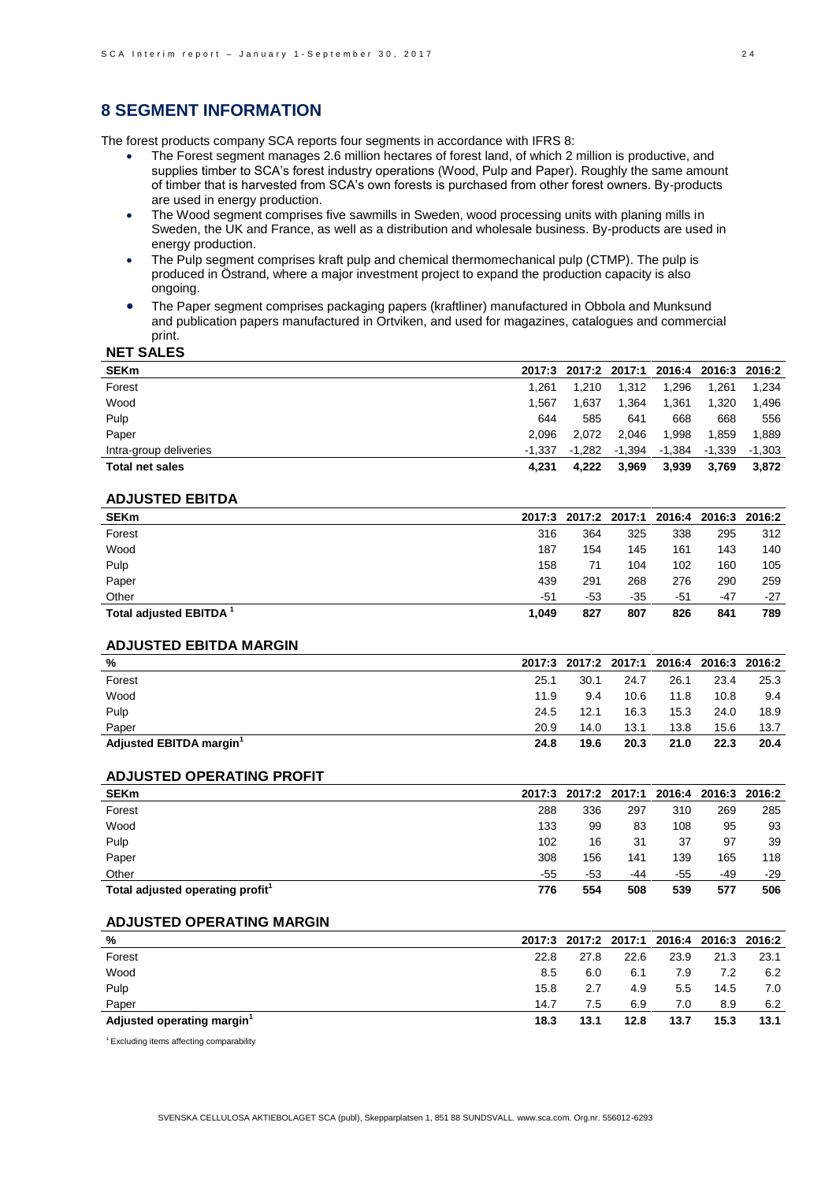## 8 SEGMENT INFORMATION

The forest products company SCA reports four segments in accordance with IFRS 8:

- The Forest segment manages 2.6 million hectares of forest land, of which 2 million is productive, and supplies timber to SCA's forest industry operations (Wood, Pulp and Paper). Roughly the same amount of timber that is harvested from SCA's own forests is purchased from other forest owners. By-products are used in energy production.
- The Wood segment comprises five sawmills in Sweden, wood processing units with planing mills in Sweden, the UK and France, as well as a distribution and wholesale business. By-products are used in energy production.
- The Pulp segment comprises kraft pulp and chemical thermomechanical pulp (CTMP). The pulp is produced in Östrand, where a major investment project to expand the production capacity is also ongoing.
- The Paper segment comprises packaging papers (kraftliner) manufactured in Obbola and Munksund and publication papers manufactured in Ortviken, and used for magazines, catalogues and commercial print.

### NET SALES

| SEKm | 2017:3 | 2017:2 | 2017:1 | 2016:4 | 2016:3 | 2016:2 |
|---|---|---|---|---|---|---|
| Forest | 1,261 | 1,210 | 1,312 | 1,296 | 1,261 | 1,234 |
| Wood | 1,567 | 1,637 | 1,364 | 1,361 | 1,320 | 1,496 |
| Pulp | 644 | 585 | 641 | 668 | 668 | 556 |
| Paper | 2,096 | 2,072 | 2,046 | 1,998 | 1,859 | 1,889 |
| Intra-group deliveries | -1,337 | -1,282 | -1,394 | -1,384 | -1,339 | -1,303 |
| **Total net sales** | **4,231** | **4,222** | **3,969** | **3,939** | **3,769** | **3,872** |

### ADJUSTED EBITDA

| SEKm | 2017:3 | 2017:2 | 2017:1 | 2016:4 | 2016:3 | 2016:2 |
|---|---|---|---|---|---|---|
| Forest | 316 | 364 | 325 | 338 | 295 | 312 |
| Wood | 187 | 154 | 145 | 161 | 143 | 140 |
| Pulp | 158 | 71 | 104 | 102 | 160 | 105 |
| Paper | 439 | 291 | 268 | 276 | 290 | 259 |
| Other | -51 | -53 | -35 | -51 | -47 | -27 |
| **Total adjusted EBITDA [1]** | **1,049** | **827** | **807** | **826** | **841** | **789** |

### ADJUSTED EBITDA MARGIN

| % | 2017:3 | 2017:2 | 2017:1 | 2016:4 | 2016:3 | 2016:2 |
|---|---|---|---|---|---|---|
| Forest | 25.1 | 30.1 | 24.7 | 26.1 | 23.4 | 25.3 |
| Wood | 11.9 | 9.4 | 10.6 | 11.8 | 10.8 | 9.4 |
| Pulp | 24.5 | 12.1 | 16.3 | 15.3 | 24.0 | 18.9 |
| Paper | 20.9 | 14.0 | 13.1 | 13.8 | 15.6 | 13.7 |
| **Adjusted EBITDA margin[1]** | **24.8** | **19.6** | **20.3** | **21.0** | **22.3** | **20.4** |

### ADJUSTED OPERATING PROFIT

| SEKm | 2017:3 | 2017:2 | 2017:1 | 2016:4 | 2016:3 | 2016:2 |
|---|---|---|---|---|---|---|
| Forest | 288 | 336 | 297 | 310 | 269 | 285 |
| Wood | 133 | 99 | 83 | 108 | 95 | 93 |
| Pulp | 102 | 16 | 31 | 37 | 97 | 39 |
| Paper | 308 | 156 | 141 | 139 | 165 | 118 |
| Other | -55 | -53 | -44 | -55 | -49 | -29 |
| **Total adjusted operating profit[1]** | **776** | **554** | **508** | **539** | **577** | **506** |

### ADJUSTED OPERATING MARGIN

| % | 2017:3 | 2017:2 | 2017:1 | 2016:4 | 2016:3 | 2016:2 |
|---|---|---|---|---|---|---|
| Forest | 22.8 | 27.8 | 22.6 | 23.9 | 21.3 | 23.1 |
| Wood | 8.5 | 6.0 | 6.1 | 7.9 | 7.2 | 6.2 |
| Pulp | 15.8 | 2.7 | 4.9 | 5.5 | 14.5 | 7.0 |
| Paper | 14.7 | 7.5 | 6.9 | 7.0 | 8.9 | 6.2 |
| **Adjusted operating margin[1]** | **18.3** | **13.1** | **12.8** | **13.7** | **15.3** | **13.1** |

[1] Excluding items affecting comparability

SVENSKA CELLULOSA AKTIEBOLAGET SCA (publ), Skepparplatsen 1, 851 88 SUNDSVALL. www.sca.com. Org.nr. 556012-6293